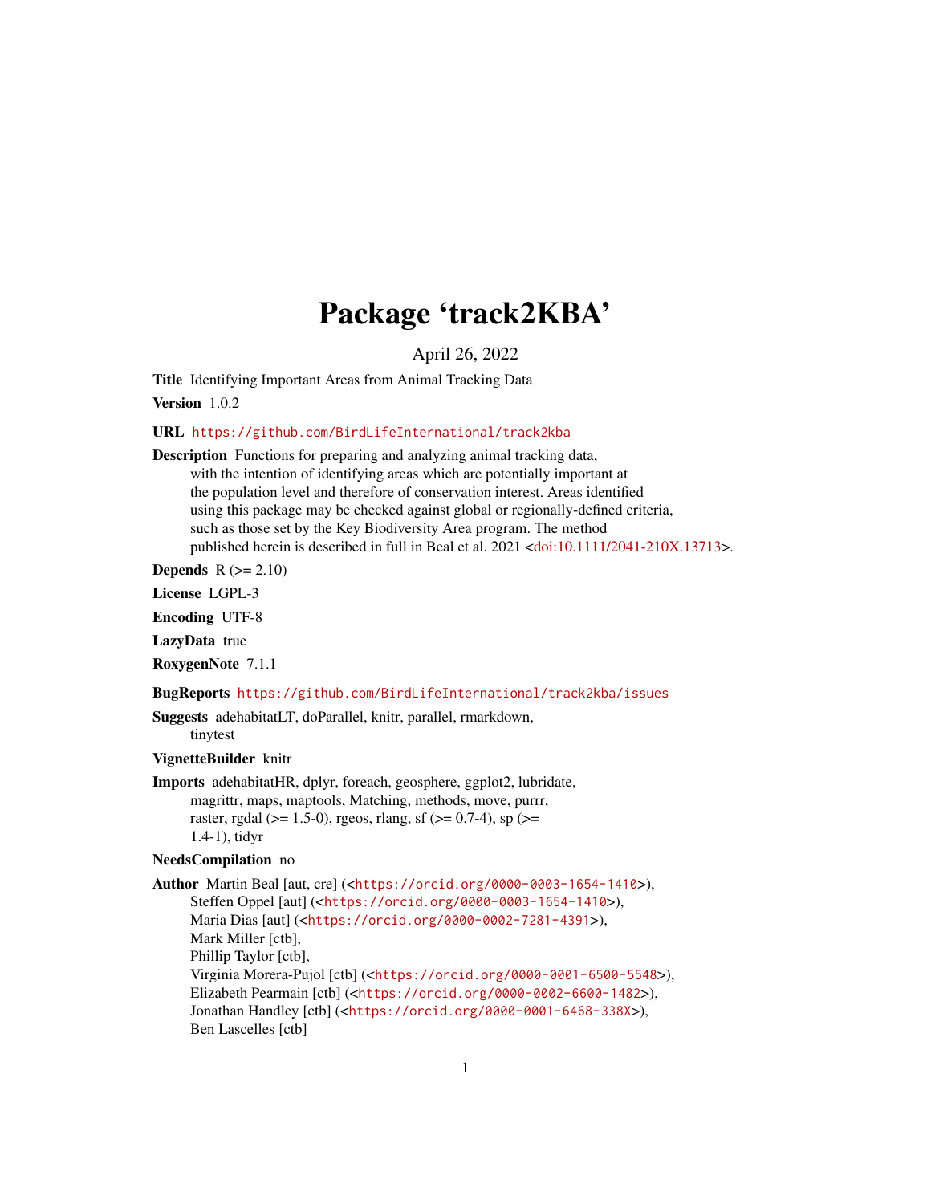# Package 'track2KBA'

April 26, 2022

**Title** Identifying Important Areas from Animal Tracking Data

**Version** 1.0.2

**URL** https://github.com/BirdLifeInternational/track2kba

**Description** Functions for preparing and analyzing animal tracking data, with the intention of identifying areas which are potentially important at the population level and therefore of conservation interest. Areas identified using this package may be checked against global or regionally-defined criteria, such as those set by the Key Biodiversity Area program. The method published herein is described in full in Beal et al. 2021 <doi:10.1111/2041-210X.13713>.

**Depends** R (>= 2.10)

**License** LGPL-3

**Encoding** UTF-8

**LazyData** true

**RoxygenNote** 7.1.1

**BugReports** https://github.com/BirdLifeInternational/track2kba/issues

**Suggests** adehabitatLT, doParallel, knitr, parallel, rmarkdown, tinytest

**VignetteBuilder** knitr

**Imports** adehabitatHR, dplyr, foreach, geosphere, ggplot2, lubridate, magrittr, maps, maptools, Matching, methods, move, purrr, raster, rgdal (>= 1.5-0), rgeos, rlang, sf (>= 0.7-4), sp (>= 1.4-1), tidyr

**NeedsCompilation** no

**Author** Martin Beal [aut, cre] (<https://orcid.org/0000-0003-1654-1410>), Steffen Oppel [aut] (<https://orcid.org/0000-0003-1654-1410>), Maria Dias [aut] (<https://orcid.org/0000-0002-7281-4391>), Mark Miller [ctb], Phillip Taylor [ctb], Virginia Morera-Pujol [ctb] (<https://orcid.org/0000-0001-6500-5548>), Elizabeth Pearmain [ctb] (<https://orcid.org/0000-0002-6600-1482>), Jonathan Handley [ctb] (<https://orcid.org/0000-0001-6468-338X>), Ben Lascelles [ctb]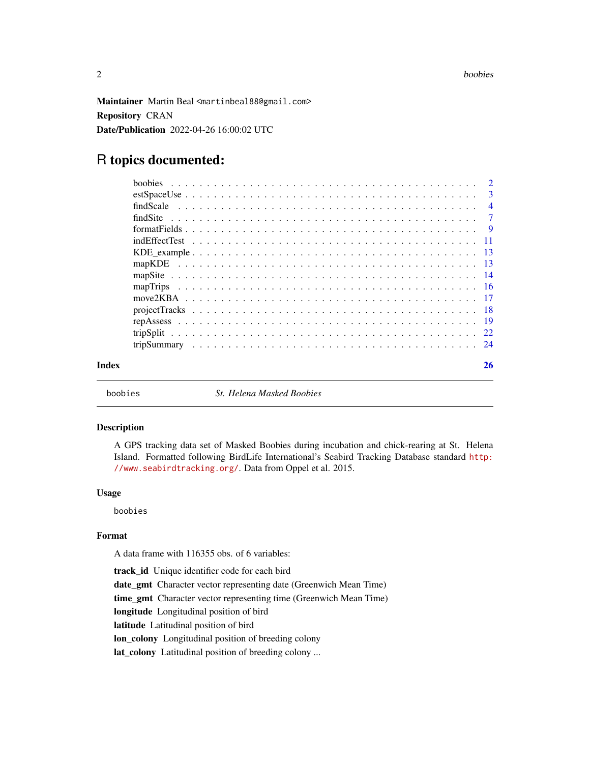**Maintainer** Martin Beal <martinbeal88@gmail.com>

**Repository** CRAN

**Date/Publication** 2022-04-26 16:00:02 UTC

# R topics documented:

| | |
|---|---|
| boobies | 2 |
| estSpaceUse | 3 |
| findScale | 4 |
| findSite | 7 |
| formatFields | 9 |
| indEffectTest | 11 |
| KDE_example | 13 |
| mapKDE | 13 |
| mapSite | 14 |
| mapTrips | 16 |
| move2KBA | 17 |
| projectTracks | 18 |
| repAssess | 19 |
| tripSplit | 22 |
| tripSummary | 24 |
| **Index** | **26** |

---

`boobies` *St. Helena Masked Boobies*

---

### Description

A GPS tracking data set of Masked Boobies during incubation and chick-rearing at St. Helena Island. Formatted following BirdLife International's Seabird Tracking Database standard http://www.seabirdtracking.org/. Data from Oppel et al. 2015.

### Usage

```
boobies
```

### Format

A data frame with 116355 obs. of 6 variables:

**track_id** Unique identifier code for each bird

**date_gmt** Character vector representing date (Greenwich Mean Time)

**time_gmt** Character vector representing time (Greenwich Mean Time)

**longitude** Longitudinal position of bird

**latitude** Latitudinal position of bird

**lon_colony** Longitudinal position of breeding colony

**lat_colony** Latitudinal position of breeding colony ...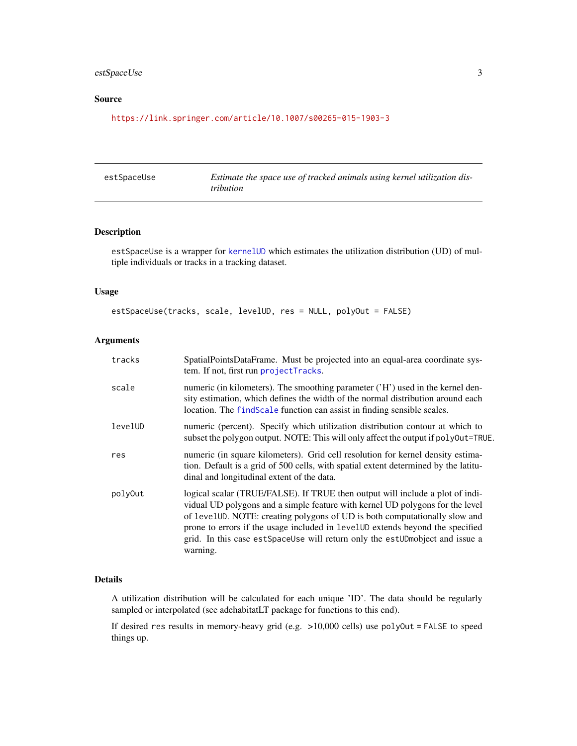## Source

https://link.springer.com/article/10.1007/s00265-015-1903-3

---

estSpaceUse — *Estimate the space use of tracked animals using kernel utilization distribution*

---

## Description

estSpaceUse is a wrapper for kernelUD which estimates the utilization distribution (UD) of multiple individuals or tracks in a tracking dataset.

## Usage

```
estSpaceUse(tracks, scale, levelUD, res = NULL, polyOut = FALSE)
```

## Arguments

| | |
|---|---|
| tracks | SpatialPointsDataFrame. Must be projected into an equal-area coordinate system. If not, first run projectTracks. |
| scale | numeric (in kilometers). The smoothing parameter ('H') used in the kernel density estimation, which defines the width of the normal distribution around each location. The findScale function can assist in finding sensible scales. |
| levelUD | numeric (percent). Specify which utilization distribution contour at which to subset the polygon output. NOTE: This will only affect the output if polyOut=TRUE. |
| res | numeric (in square kilometers). Grid cell resolution for kernel density estimation. Default is a grid of 500 cells, with spatial extent determined by the latitudinal and longitudinal extent of the data. |
| polyOut | logical scalar (TRUE/FALSE). If TRUE then output will include a plot of individual UD polygons and a simple feature with kernel UD polygons for the level of levelUD. NOTE: creating polygons of UD is both computationally slow and prone to errors if the usage included in levelUD extends beyond the specified grid. In this case estSpaceUse will return only the estUDmobject and issue a warning. |

## Details

A utilization distribution will be calculated for each unique 'ID'. The data should be regularly sampled or interpolated (see adehabitatLT package for functions to this end).

If desired res results in memory-heavy grid (e.g. >10,000 cells) use polyOut = FALSE to speed things up.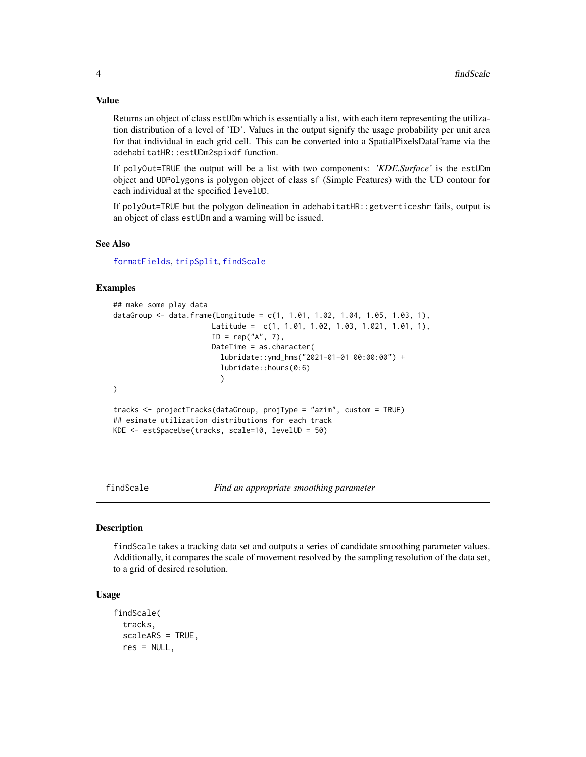### Value

Returns an object of class estUDm which is essentially a list, with each item representing the utilization distribution of a level of 'ID'. Values in the output signify the usage probability per unit area for that individual in each grid cell. This can be converted into a SpatialPixelsDataFrame via the adehabitatHR::estUDm2spixdf function.

If polyOut=TRUE the output will be a list with two components: *'KDE.Surface'* is the estUDm object and UDPolygons is polygon object of class sf (Simple Features) with the UD contour for each individual at the specified levelUD.

If polyOut=TRUE but the polygon delineation in adehabitatHR::getverticeshr fails, output is an object of class estUDm and a warning will be issued.

### See Also

formatFields, tripSplit, findScale

### Examples

```
## make some play data
dataGroup <- data.frame(Longitude = c(1, 1.01, 1.02, 1.04, 1.05, 1.03, 1),
                        Latitude =  c(1, 1.01, 1.02, 1.03, 1.021, 1.01, 1),
                        ID = rep("A", 7),
                        DateTime = as.character(
                          lubridate::ymd_hms("2021-01-01 00:00:00") +
                          lubridate::hours(0:6)
                          )
)

tracks <- projectTracks(dataGroup, projType = "azim", custom = TRUE)
## esimate utilization distributions for each track
KDE <- estSpaceUse(tracks, scale=10, levelUD = 50)
```

---

## findScale — *Find an appropriate smoothing parameter*

### Description

findScale takes a tracking data set and outputs a series of candidate smoothing parameter values. Additionally, it compares the scale of movement resolved by the sampling resolution of the data set, to a grid of desired resolution.

### Usage

```
findScale(
  tracks,
  scaleARS = TRUE,
  res = NULL,
```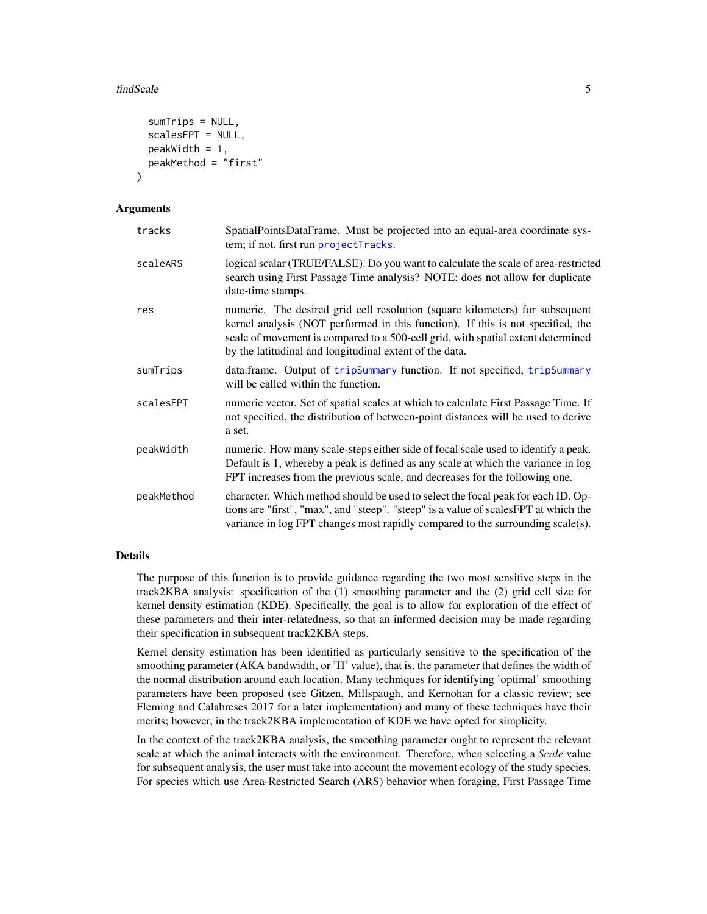```
  sumTrips = NULL,
  scalesFPT = NULL,
  peakWidth = 1,
  peakMethod = "first"
)
```

### Arguments

| | |
|---|---|
| tracks | SpatialPointsDataFrame. Must be projected into an equal-area coordinate system; if not, first run projectTracks. |
| scaleARS | logical scalar (TRUE/FALSE). Do you want to calculate the scale of area-restricted search using First Passage Time analysis? NOTE: does not allow for duplicate date-time stamps. |
| res | numeric. The desired grid cell resolution (square kilometers) for subsequent kernel analysis (NOT performed in this function). If this is not specified, the scale of movement is compared to a 500-cell grid, with spatial extent determined by the latitudinal and longitudinal extent of the data. |
| sumTrips | data.frame. Output of tripSummary function. If not specified, tripSummary will be called within the function. |
| scalesFPT | numeric vector. Set of spatial scales at which to calculate First Passage Time. If not specified, the distribution of between-point distances will be used to derive a set. |
| peakWidth | numeric. How many scale-steps either side of focal scale used to identify a peak. Default is 1, whereby a peak is defined as any scale at which the variance in log FPT increases from the previous scale, and decreases for the following one. |
| peakMethod | character. Which method should be used to select the focal peak for each ID. Options are "first", "max", and "steep". "steep" is a value of scalesFPT at which the variance in log FPT changes most rapidly compared to the surrounding scale(s). |

### Details

The purpose of this function is to provide guidance regarding the two most sensitive steps in the track2KBA analysis: specification of the (1) smoothing parameter and the (2) grid cell size for kernel density estimation (KDE). Specifically, the goal is to allow for exploration of the effect of these parameters and their inter-relatedness, so that an informed decision may be made regarding their specification in subsequent track2KBA steps.

Kernel density estimation has been identified as particularly sensitive to the specification of the smoothing parameter (AKA bandwidth, or 'H' value), that is, the parameter that defines the width of the normal distribution around each location. Many techniques for identifying 'optimal' smoothing parameters have been proposed (see Gitzen, Millspaugh, and Kernohan for a classic review; see Fleming and Calabreses 2017 for a later implementation) and many of these techniques have their merits; however, in the track2KBA implementation of KDE we have opted for simplicity.

In the context of the track2KBA analysis, the smoothing parameter ought to represent the relevant scale at which the animal interacts with the environment. Therefore, when selecting a *Scale* value for subsequent analysis, the user must take into account the movement ecology of the study species. For species which use Area-Restricted Search (ARS) behavior when foraging, First Passage Time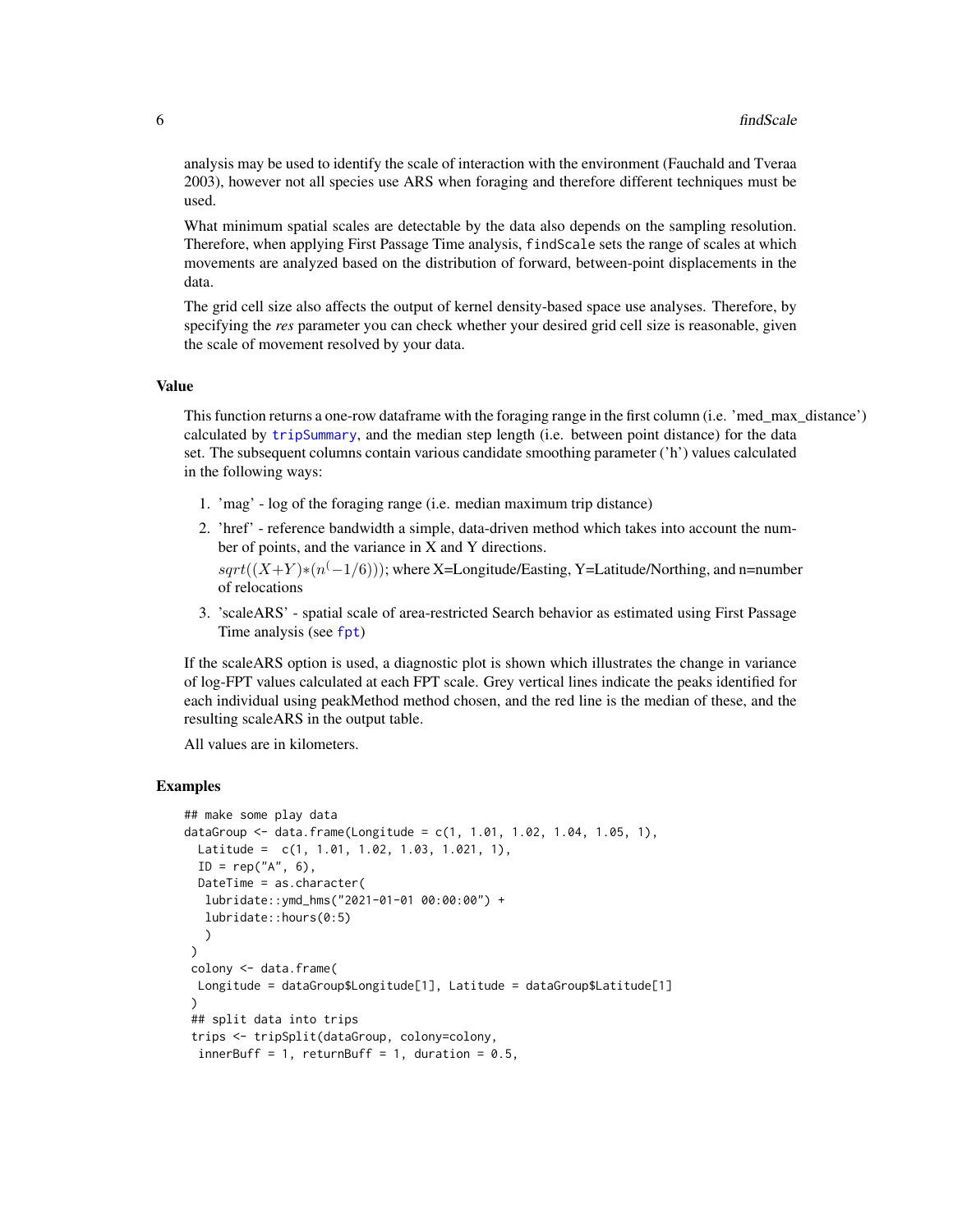analysis may be used to identify the scale of interaction with the environment (Fauchald and Tveraa 2003), however not all species use ARS when foraging and therefore different techniques must be used.

What minimum spatial scales are detectable by the data also depends on the sampling resolution. Therefore, when applying First Passage Time analysis, `findScale` sets the range of scales at which movements are analyzed based on the distribution of forward, between-point displacements in the data.

The grid cell size also affects the output of kernel density-based space use analyses. Therefore, by specifying the *res* parameter you can check whether your desired grid cell size is reasonable, given the scale of movement resolved by your data.

### Value

This function returns a one-row dataframe with the foraging range in the first column (i.e. 'med_max_distance') calculated by `tripSummary`, and the median step length (i.e. between point distance) for the data set. The subsequent columns contain various candidate smoothing parameter ('h') values calculated in the following ways:

1. 'mag' - log of the foraging range (i.e. median maximum trip distance)
2. 'href' - reference bandwidth a simple, data-driven method which takes into account the number of points, and the variance in X and Y directions.
   $sqrt((X+Y)*(n^(-1/6)))$; where X=Longitude/Easting, Y=Latitude/Northing, and n=number of relocations
3. 'scaleARS' - spatial scale of area-restricted Search behavior as estimated using First Passage Time analysis (see `fpt`)

If the scaleARS option is used, a diagnostic plot is shown which illustrates the change in variance of log-FPT values calculated at each FPT scale. Grey vertical lines indicate the peaks identified for each individual using peakMethod method chosen, and the red line is the median of these, and the resulting scaleARS in the output table.

All values are in kilometers.

### Examples

```
## make some play data
dataGroup <- data.frame(Longitude = c(1, 1.01, 1.02, 1.04, 1.05, 1),
  Latitude =  c(1, 1.01, 1.02, 1.03, 1.021, 1),
  ID = rep("A", 6),
  DateTime = as.character(
   lubridate::ymd_hms("2021-01-01 00:00:00") +
   lubridate::hours(0:5)
   )
 )
 colony <- data.frame(
  Longitude = dataGroup$Longitude[1], Latitude = dataGroup$Latitude[1]
 )
 ## split data into trips
 trips <- tripSplit(dataGroup, colony=colony,
  innerBuff = 1, returnBuff = 1, duration = 0.5,
```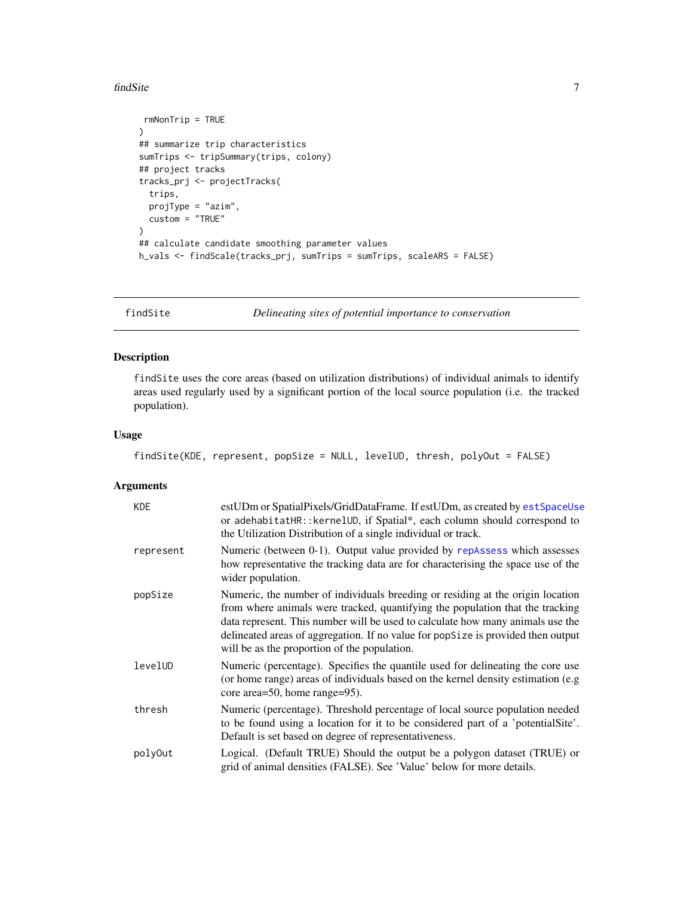```
  rmNonTrip = TRUE
)
## summarize trip characteristics
sumTrips <- tripSummary(trips, colony)
## project tracks
tracks_prj <- projectTracks(
  trips,
  projType = "azim",
  custom = "TRUE"
)
## calculate candidate smoothing parameter values
h_vals <- findScale(tracks_prj, sumTrips = sumTrips, scaleARS = FALSE)
```

## findSite — *Delineating sites of potential importance to conservation*

### Description

`findSite` uses the core areas (based on utilization distributions) of individual animals to identify areas used regularly used by a significant portion of the local source population (i.e. the tracked population).

### Usage

```
findSite(KDE, represent, popSize = NULL, levelUD, thresh, polyOut = FALSE)
```

### Arguments

| | |
|---|---|
| `KDE` | estUDm or SpatialPixels/GridDataFrame. If estUDm, as created by `estSpaceUse` or `adehabitatHR::kernelUD`, if Spatial*, each column should correspond to the Utilization Distribution of a single individual or track. |
| `represent` | Numeric (between 0-1). Output value provided by `repAssess` which assesses how representative the tracking data are for characterising the space use of the wider population. |
| `popSize` | Numeric, the number of individuals breeding or residing at the origin location from where animals were tracked, quantifying the population that the tracking data represent. This number will be used to calculate how many animals use the delineated areas of aggregation. If no value for `popSize` is provided then output will be as the proportion of the population. |
| `levelUD` | Numeric (percentage). Specifies the quantile used for delineating the core use (or home range) areas of individuals based on the kernel density estimation (e.g core area=50, home range=95). |
| `thresh` | Numeric (percentage). Threshold percentage of local source population needed to be found using a location for it to be considered part of a 'potentialSite'. Default is set based on degree of representativeness. |
| `polyOut` | Logical. (Default TRUE) Should the output be a polygon dataset (TRUE) or grid of animal densities (FALSE). See 'Value' below for more details. |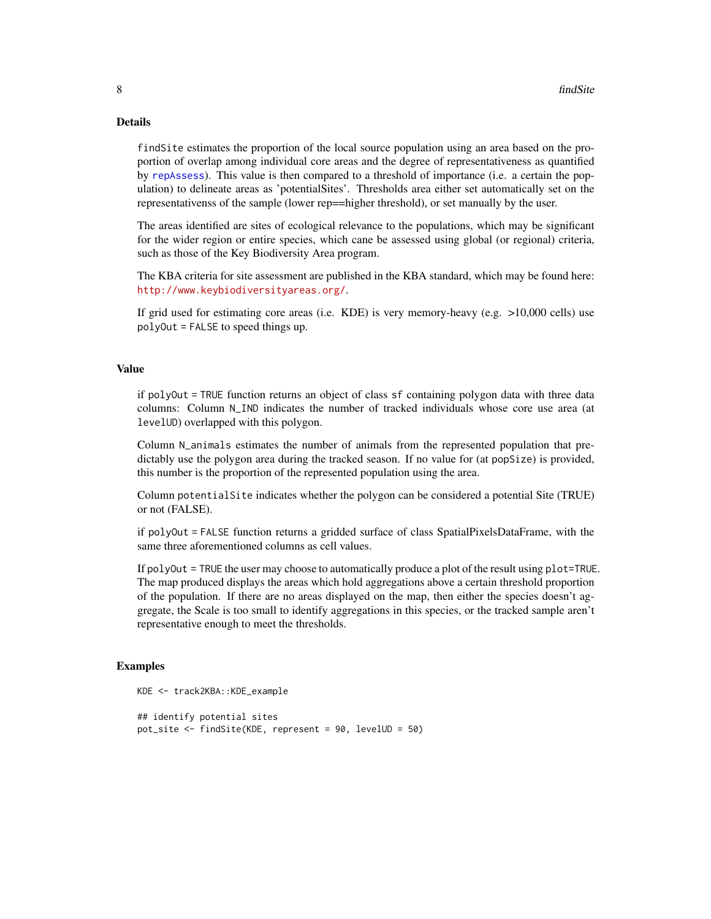## Details

`findSite` estimates the proportion of the local source population using an area based on the proportion of overlap among individual core areas and the degree of representativeness as quantified by `repAssess`). This value is then compared to a threshold of importance (i.e. a certain the population) to delineate areas as 'potentialSites'. Thresholds area either set automatically set on the representativenss of the sample (lower rep==higher threshold), or set manually by the user.

The areas identified are sites of ecological relevance to the populations, which may be significant for the wider region or entire species, which cane be assessed using global (or regional) criteria, such as those of the Key Biodiversity Area program.

The KBA criteria for site assessment are published in the KBA standard, which may be found here: http://www.keybiodiversityareas.org/.

If grid used for estimating core areas (i.e. KDE) is very memory-heavy (e.g. >10,000 cells) use `polyOut = FALSE` to speed things up.

## Value

if `polyOut = TRUE` function returns an object of class `sf` containing polygon data with three data columns: Column `N_IND` indicates the number of tracked individuals whose core use area (at `levelUD`) overlapped with this polygon.

Column `N_animals` estimates the number of animals from the represented population that predictably use the polygon area during the tracked season. If no value for (at `popSize`) is provided, this number is the proportion of the represented population using the area.

Column `potentialSite` indicates whether the polygon can be considered a potential Site (TRUE) or not (FALSE).

if `polyOut = FALSE` function returns a gridded surface of class SpatialPixelsDataFrame, with the same three aforementioned columns as cell values.

If `polyOut = TRUE` the user may choose to automatically produce a plot of the result using `plot=TRUE`. The map produced displays the areas which hold aggregations above a certain threshold proportion of the population. If there are no areas displayed on the map, then either the species doesn't aggregate, the Scale is too small to identify aggregations in this species, or the tracked sample aren't representative enough to meet the thresholds.

## Examples

```
KDE <- track2KBA::KDE_example

## identify potential sites
pot_site <- findSite(KDE, represent = 90, levelUD = 50)
```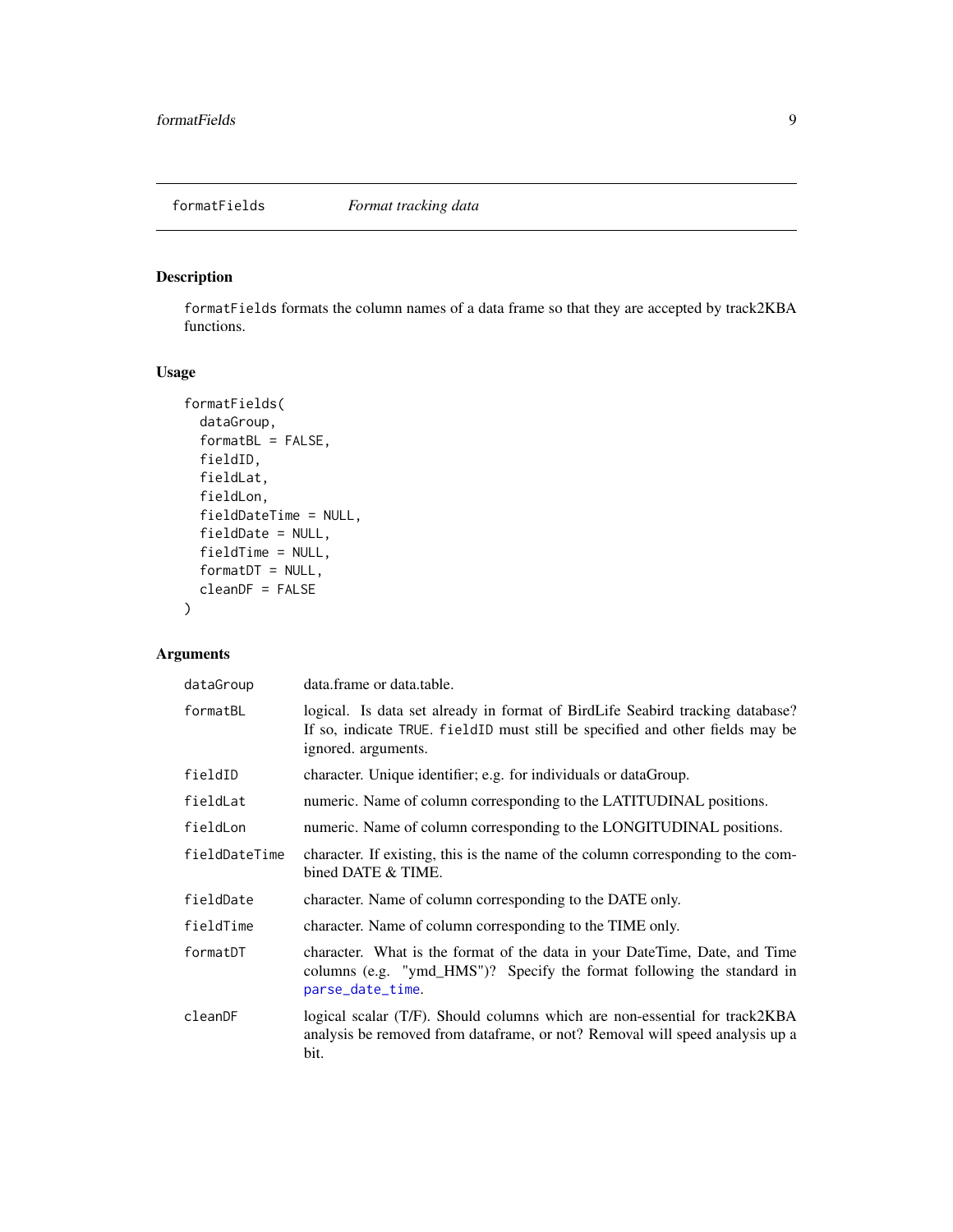## formatFields *Format tracking data*

### Description

`formatFields` formats the column names of a data frame so that they are accepted by track2KBA functions.

### Usage

```
formatFields(
  dataGroup,
  formatBL = FALSE,
  fieldID,
  fieldLat,
  fieldLon,
  fieldDateTime = NULL,
  fieldDate = NULL,
  fieldTime = NULL,
  formatDT = NULL,
  cleanDF = FALSE
)
```

### Arguments

| Argument | Description |
|---|---|
| `dataGroup` | data.frame or data.table. |
| `formatBL` | logical. Is data set already in format of BirdLife Seabird tracking database? If so, indicate `TRUE`. `fieldID` must still be specified and other fields may be ignored. arguments. |
| `fieldID` | character. Unique identifier; e.g. for individuals or dataGroup. |
| `fieldLat` | numeric. Name of column corresponding to the LATITUDINAL positions. |
| `fieldLon` | numeric. Name of column corresponding to the LONGITUDINAL positions. |
| `fieldDateTime` | character. If existing, this is the name of the column corresponding to the combined DATE & TIME. |
| `fieldDate` | character. Name of column corresponding to the DATE only. |
| `fieldTime` | character. Name of column corresponding to the TIME only. |
| `formatDT` | character. What is the format of the data in your DateTime, Date, and Time columns (e.g. "ymd_HMS")? Specify the format following the standard in `parse_date_time`. |
| `cleanDF` | logical scalar (T/F). Should columns which are non-essential for track2KBA analysis be removed from dataframe, or not? Removal will speed analysis up a bit. |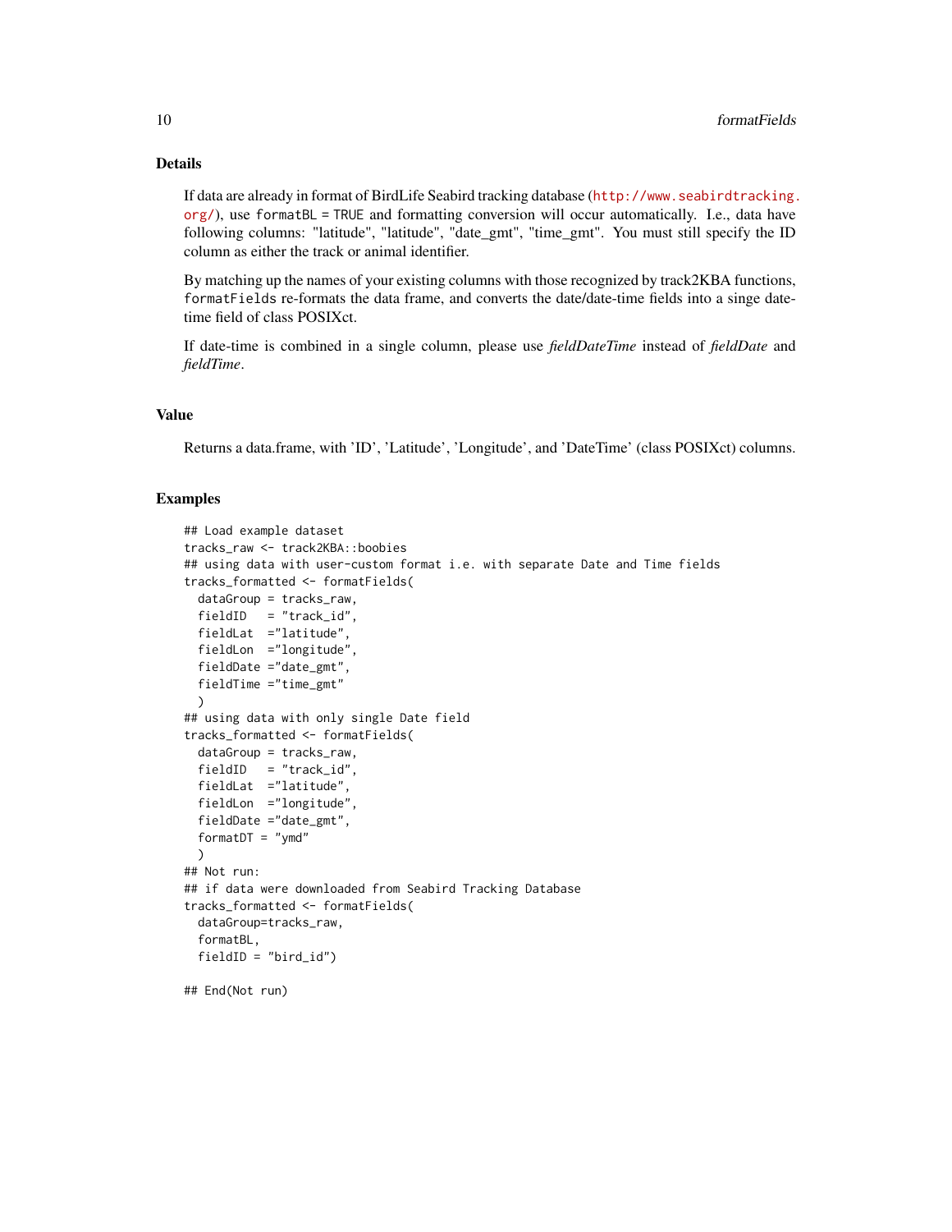## Details

If data are already in format of BirdLife Seabird tracking database (http://www.seabirdtracking.org/), use `formatBL = TRUE` and formatting conversion will occur automatically. I.e., data have following columns: "latitude", "latitude", "date_gmt", "time_gmt". You must still specify the ID column as either the track or animal identifier.

By matching up the names of your existing columns with those recognized by track2KBA functions, `formatFields` re-formats the data frame, and converts the date/date-time fields into a singe date-time field of class POSIXct.

If date-time is combined in a single column, please use *fieldDateTime* instead of *fieldDate* and *fieldTime*.

## Value

Returns a data.frame, with 'ID', 'Latitude', 'Longitude', and 'DateTime' (class POSIXct) columns.

## Examples

```
## Load example dataset
tracks_raw <- track2KBA::boobies
## using data with user-custom format i.e. with separate Date and Time fields
tracks_formatted <- formatFields(
  dataGroup = tracks_raw,
  fieldID   = "track_id",
  fieldLat  ="latitude",
  fieldLon  ="longitude",
  fieldDate ="date_gmt",
  fieldTime ="time_gmt"
  )
## using data with only single Date field
tracks_formatted <- formatFields(
  dataGroup = tracks_raw,
  fieldID   = "track_id",
  fieldLat  ="latitude",
  fieldLon  ="longitude",
  fieldDate ="date_gmt",
  formatDT = "ymd"
  )
## Not run:
## if data were downloaded from Seabird Tracking Database
tracks_formatted <- formatFields(
  dataGroup=tracks_raw,
  formatBL,
  fieldID = "bird_id")

## End(Not run)
```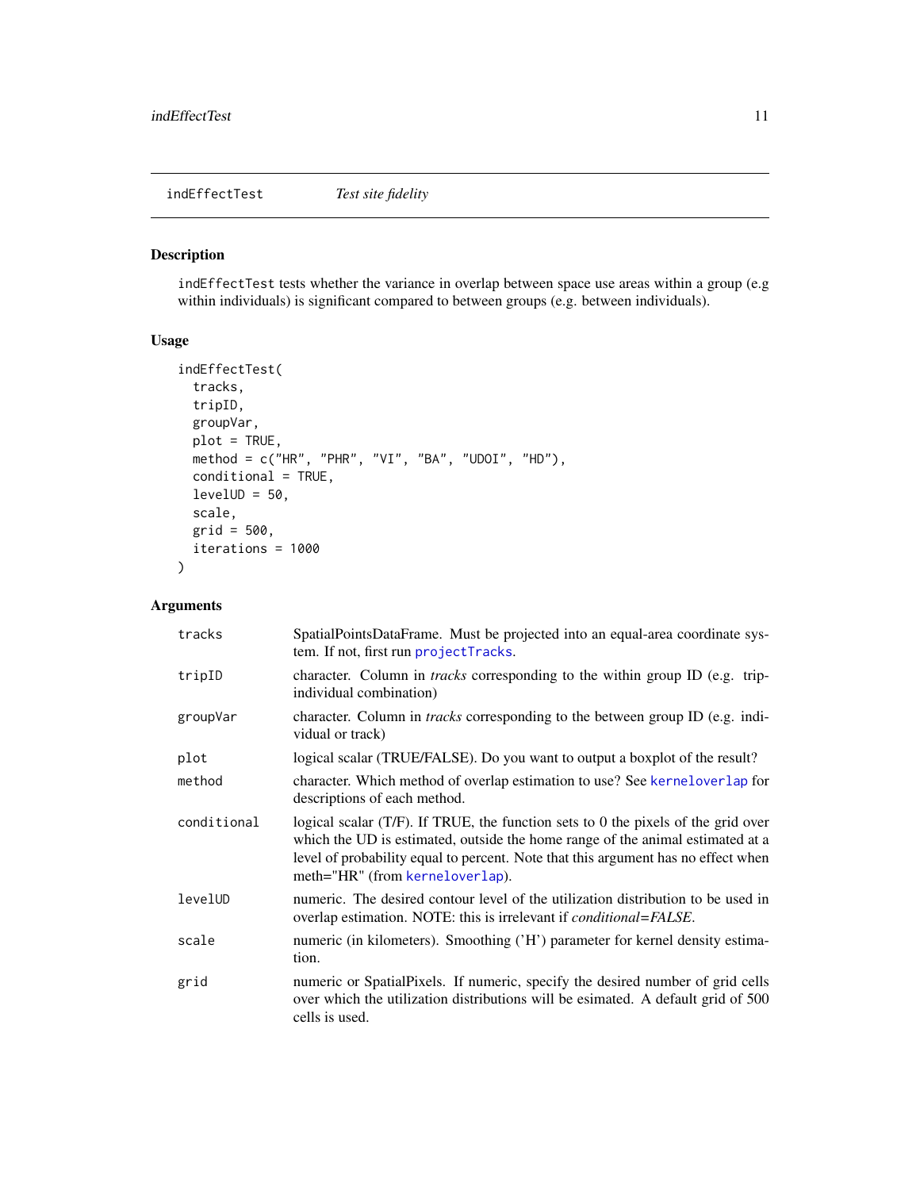indEffectTest *Test site fidelity*

## Description

indEffectTest tests whether the variance in overlap between space use areas within a group (e.g within individuals) is significant compared to between groups (e.g. between individuals).

## Usage

```
indEffectTest(
  tracks,
  tripID,
  groupVar,
  plot = TRUE,
  method = c("HR", "PHR", "VI", "BA", "UDOI", "HD"),
  conditional = TRUE,
  levelUD = 50,
  scale,
  grid = 500,
  iterations = 1000
)
```

## Arguments

| | |
|---|---|
| tracks | SpatialPointsDataFrame. Must be projected into an equal-area coordinate system. If not, first run projectTracks. |
| tripID | character. Column in *tracks* corresponding to the within group ID (e.g. trip-individual combination) |
| groupVar | character. Column in *tracks* corresponding to the between group ID (e.g. individual or track) |
| plot | logical scalar (TRUE/FALSE). Do you want to output a boxplot of the result? |
| method | character. Which method of overlap estimation to use? See kerneloverlap for descriptions of each method. |
| conditional | logical scalar (T/F). If TRUE, the function sets to 0 the pixels of the grid over which the UD is estimated, outside the home range of the animal estimated at a level of probability equal to percent. Note that this argument has no effect when meth="HR" (from kerneloverlap). |
| levelUD | numeric. The desired contour level of the utilization distribution to be used in overlap estimation. NOTE: this is irrelevant if *conditional=FALSE*. |
| scale | numeric (in kilometers). Smoothing ('H') parameter for kernel density estimation. |
| grid | numeric or SpatialPixels. If numeric, specify the desired number of grid cells over which the utilization distributions will be esimated. A default grid of 500 cells is used. |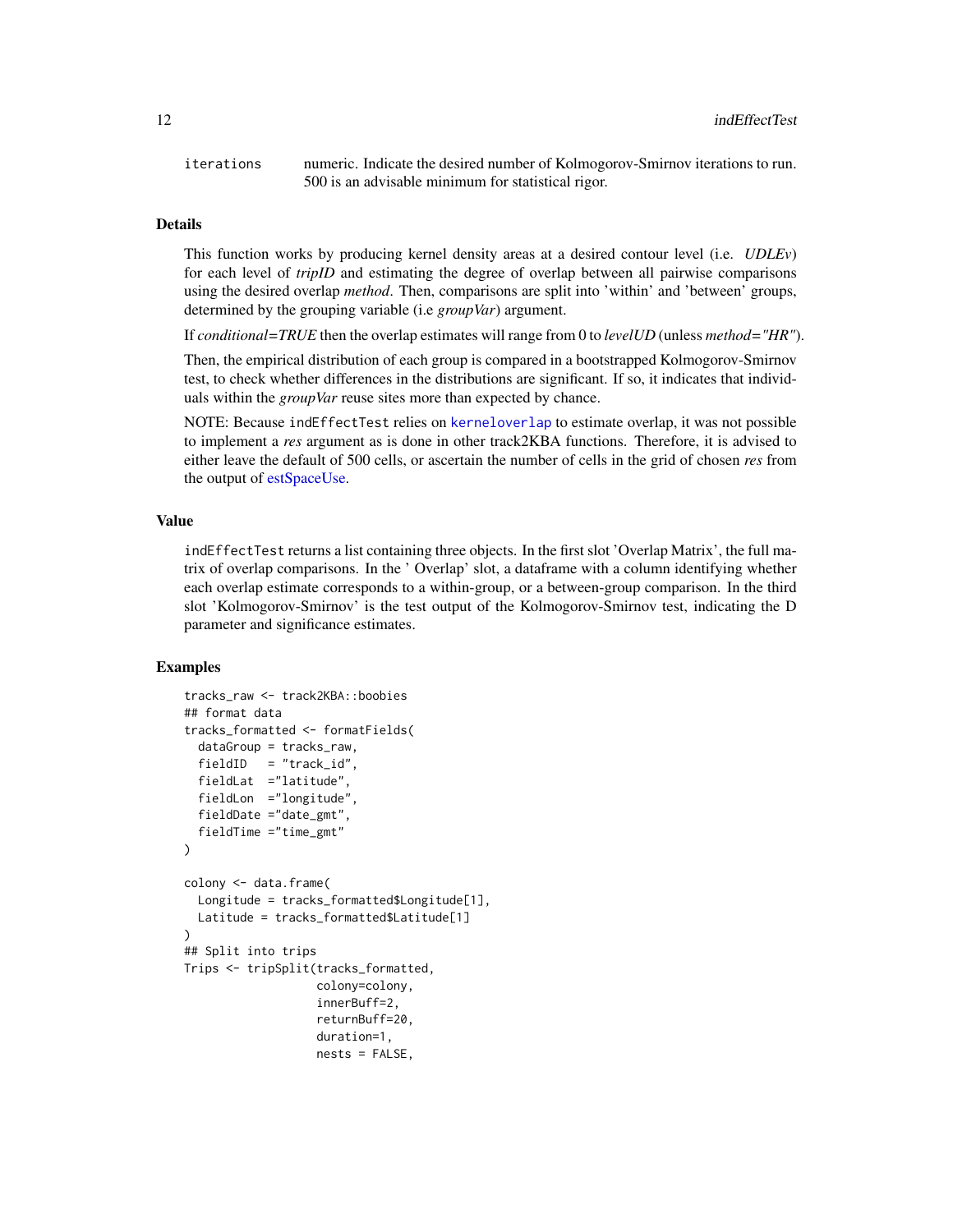iterations numeric. Indicate the desired number of Kolmogorov-Smirnov iterations to run. 500 is an advisable minimum for statistical rigor.

## Details

This function works by producing kernel density areas at a desired contour level (i.e. *UDLEv*) for each level of *tripID* and estimating the degree of overlap between all pairwise comparisons using the desired overlap *method*. Then, comparisons are split into 'within' and 'between' groups, determined by the grouping variable (i.e *groupVar*) argument.

If *conditional=TRUE* then the overlap estimates will range from 0 to *levelUD* (unless *method="HR"*).

Then, the empirical distribution of each group is compared in a bootstrapped Kolmogorov-Smirnov test, to check whether differences in the distributions are significant. If so, it indicates that individuals within the *groupVar* reuse sites more than expected by chance.

NOTE: Because indEffectTest relies on kerneloverlap to estimate overlap, it was not possible to implement a *res* argument as is done in other track2KBA functions. Therefore, it is advised to either leave the default of 500 cells, or ascertain the number of cells in the grid of chosen *res* from the output of estSpaceUse.

## Value

indEffectTest returns a list containing three objects. In the first slot 'Overlap Matrix', the full matrix of overlap comparisons. In the ' Overlap' slot, a dataframe with a column identifying whether each overlap estimate corresponds to a within-group, or a between-group comparison. In the third slot 'Kolmogorov-Smirnov' is the test output of the Kolmogorov-Smirnov test, indicating the D parameter and significance estimates.

## Examples

```
tracks_raw <- track2KBA::boobies
## format data
tracks_formatted <- formatFields(
  dataGroup = tracks_raw,
  fieldID   = "track_id",
  fieldLat  ="latitude",
  fieldLon  ="longitude",
  fieldDate ="date_gmt",
  fieldTime ="time_gmt"
)

colony <- data.frame(
  Longitude = tracks_formatted$Longitude[1],
  Latitude = tracks_formatted$Latitude[1]
)
## Split into trips
Trips <- tripSplit(tracks_formatted,
                   colony=colony,
                   innerBuff=2,
                   returnBuff=20,
                   duration=1,
                   nests = FALSE,
```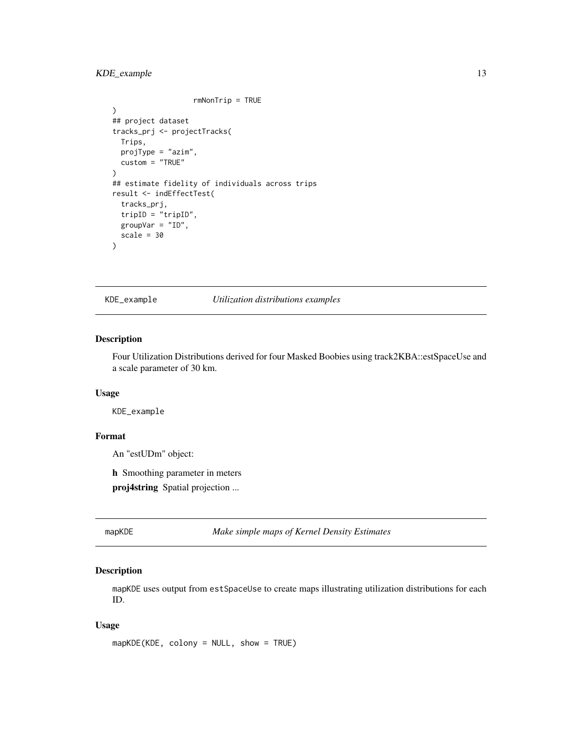```
                  rmNonTrip = TRUE
)
## project dataset
tracks_prj <- projectTracks(
  Trips,
  projType = "azim",
  custom = "TRUE"
)
## estimate fidelity of individuals across trips
result <- indEffectTest(
  tracks_prj,
  tripID = "tripID",
  groupVar = "ID",
  scale = 30
)
```

## KDE_example — *Utilization distributions examples*

### Description

Four Utilization Distributions derived for four Masked Boobies using track2KBA::estSpaceUse and a scale parameter of 30 km.

### Usage

```
KDE_example
```

### Format

An "estUDm" object:

**h** Smoothing parameter in meters

**proj4string** Spatial projection ...

## mapKDE — *Make simple maps of Kernel Density Estimates*

### Description

mapKDE uses output from estSpaceUse to create maps illustrating utilization distributions for each ID.

### Usage

```
mapKDE(KDE, colony = NULL, show = TRUE)
```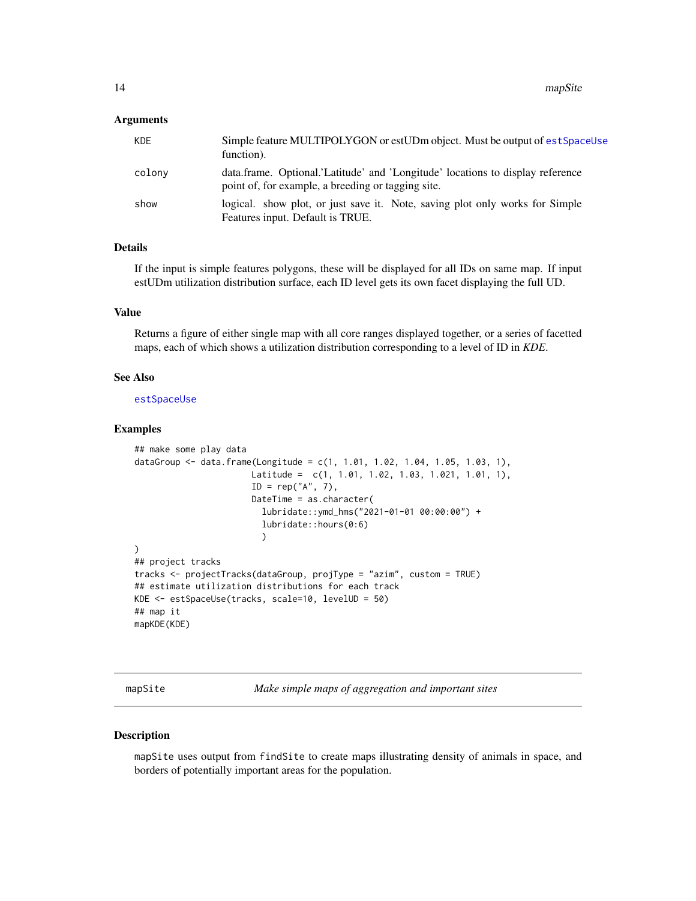### Arguments

| | |
|---|---|
| KDE | Simple feature MULTIPOLYGON or estUDm object. Must be output of estSpaceUse function). |
| colony | data.frame. Optional.'Latitude' and 'Longitude' locations to display reference point of, for example, a breeding or tagging site. |
| show | logical. show plot, or just save it. Note, saving plot only works for Simple Features input. Default is TRUE. |

### Details

If the input is simple features polygons, these will be displayed for all IDs on same map. If input estUDm utilization distribution surface, each ID level gets its own facet displaying the full UD.

### Value

Returns a figure of either single map with all core ranges displayed together, or a series of facetted maps, each of which shows a utilization distribution corresponding to a level of ID in *KDE*.

### See Also

estSpaceUse

### Examples

```
## make some play data
dataGroup <- data.frame(Longitude = c(1, 1.01, 1.02, 1.04, 1.05, 1.03, 1),
                        Latitude =  c(1, 1.01, 1.02, 1.03, 1.021, 1.01, 1),
                        ID = rep("A", 7),
                        DateTime = as.character(
                          lubridate::ymd_hms("2021-01-01 00:00:00") +
                          lubridate::hours(0:6)
                          )
)
## project tracks
tracks <- projectTracks(dataGroup, projType = "azim", custom = TRUE)
## estimate utilization distributions for each track
KDE <- estSpaceUse(tracks, scale=10, levelUD = 50)
## map it
mapKDE(KDE)
```

---

## mapSite — *Make simple maps of aggregation and important sites*

### Description

mapSite uses output from findSite to create maps illustrating density of animals in space, and borders of potentially important areas for the population.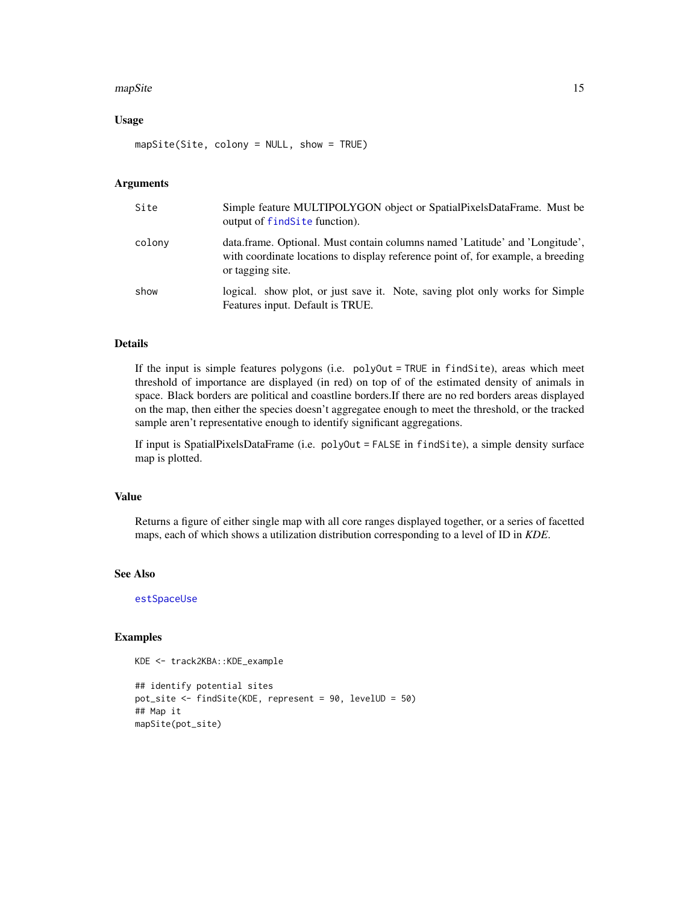### Usage

```
mapSite(Site, colony = NULL, show = TRUE)
```

### Arguments

| | |
|---|---|
| Site | Simple feature MULTIPOLYGON object or SpatialPixelsDataFrame. Must be output of `findSite` function). |
| colony | data.frame. Optional. Must contain columns named 'Latitude' and 'Longitude', with coordinate locations to display reference point of, for example, a breeding or tagging site. |
| show | logical. show plot, or just save it. Note, saving plot only works for Simple Features input. Default is TRUE. |

### Details

If the input is simple features polygons (i.e. `polyOut = TRUE` in `findSite`), areas which meet threshold of importance are displayed (in red) on top of of the estimated density of animals in space. Black borders are political and coastline borders.If there are no red borders areas displayed on the map, then either the species doesn't aggregatee enough to meet the threshold, or the tracked sample aren't representative enough to identify significant aggregations.

If input is SpatialPixelsDataFrame (i.e. `polyOut = FALSE` in `findSite`), a simple density surface map is plotted.

### Value

Returns a figure of either single map with all core ranges displayed together, or a series of facetted maps, each of which shows a utilization distribution corresponding to a level of ID in *KDE*.

### See Also

`estSpaceUse`

### Examples

```
KDE <- track2KBA::KDE_example

## identify potential sites
pot_site <- findSite(KDE, represent = 90, levelUD = 50)
## Map it
mapSite(pot_site)
```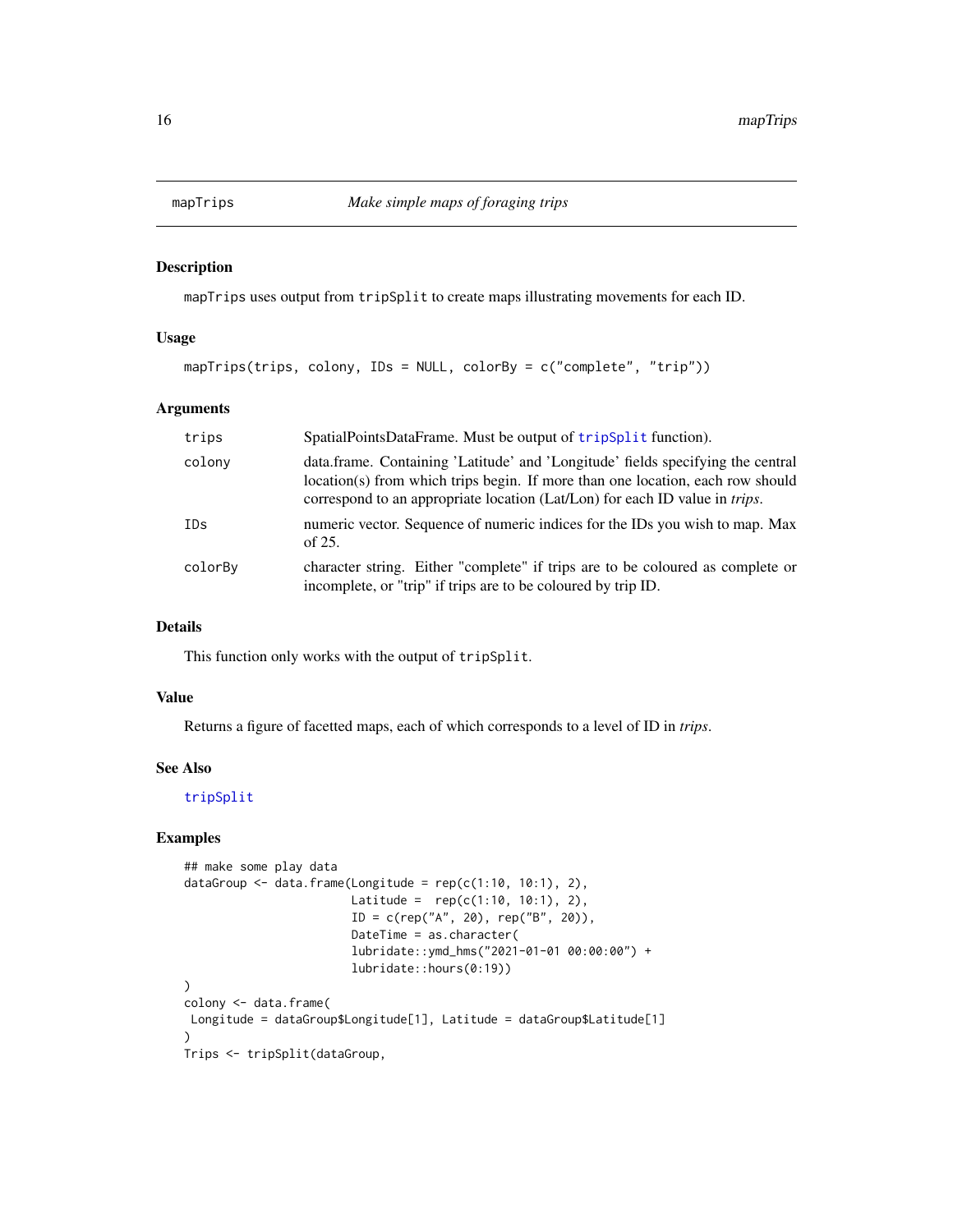## mapTrips — *Make simple maps of foraging trips*

### Description

mapTrips uses output from tripSplit to create maps illustrating movements for each ID.

### Usage

```
mapTrips(trips, colony, IDs = NULL, colorBy = c("complete", "trip"))
```

### Arguments

| | |
|---|---|
| trips | SpatialPointsDataFrame. Must be output of tripSplit function). |
| colony | data.frame. Containing 'Latitude' and 'Longitude' fields specifying the central location(s) from which trips begin. If more than one location, each row should correspond to an appropriate location (Lat/Lon) for each ID value in *trips*. |
| IDs | numeric vector. Sequence of numeric indices for the IDs you wish to map. Max of 25. |
| colorBy | character string. Either "complete" if trips are to be coloured as complete or incomplete, or "trip" if trips are to be coloured by trip ID. |

### Details

This function only works with the output of tripSplit.

### Value

Returns a figure of facetted maps, each of which corresponds to a level of ID in *trips*.

### See Also

tripSplit

### Examples

```
## make some play data
dataGroup <- data.frame(Longitude = rep(c(1:10, 10:1), 2),
                        Latitude =  rep(c(1:10, 10:1), 2),
                        ID = c(rep("A", 20), rep("B", 20)),
                        DateTime = as.character(
                        lubridate::ymd_hms("2021-01-01 00:00:00") +
                        lubridate::hours(0:19))
)
colony <- data.frame(
 Longitude = dataGroup$Longitude[1], Latitude = dataGroup$Latitude[1]
)
Trips <- tripSplit(dataGroup,
```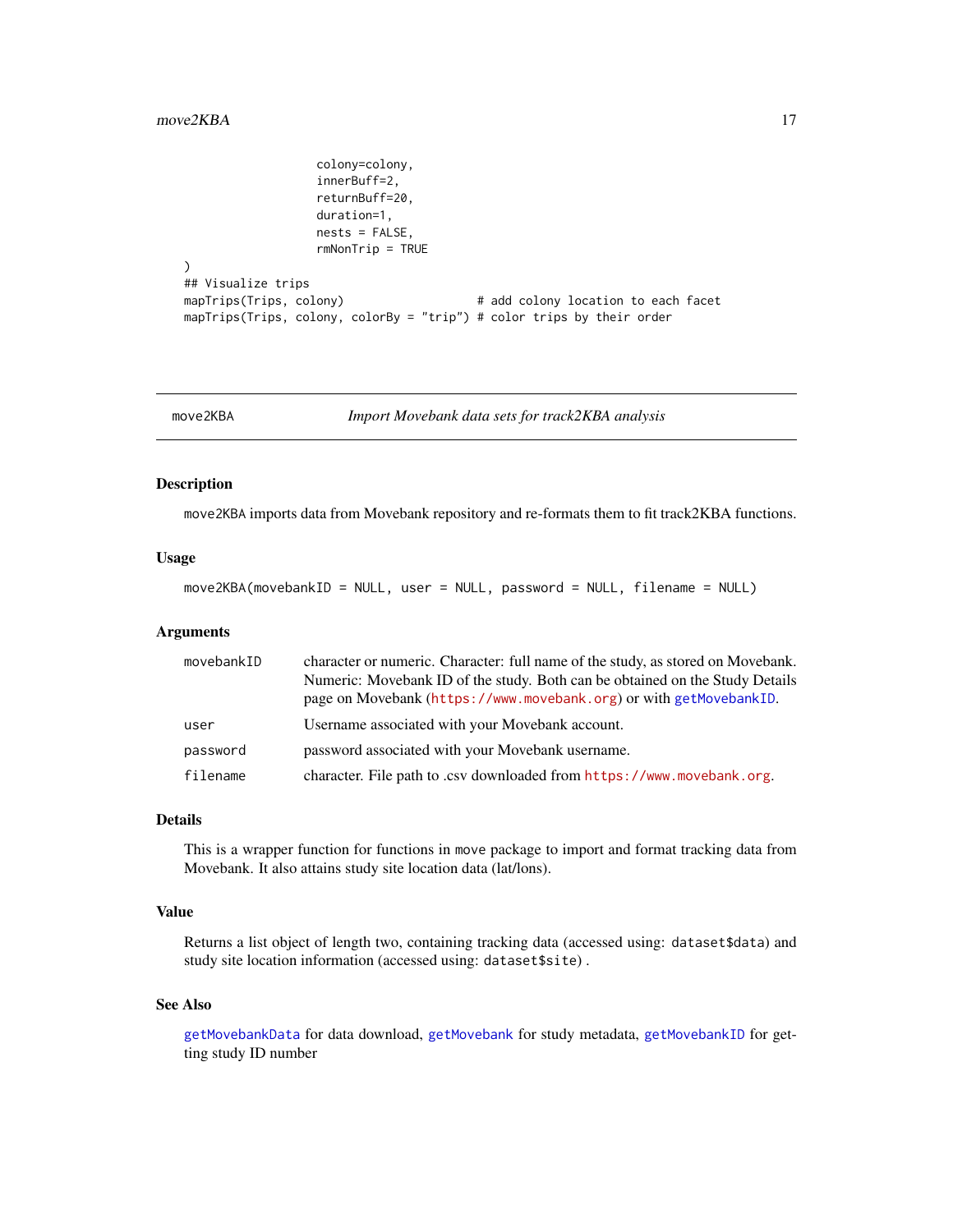```
                    colony=colony,
                    innerBuff=2,
                    returnBuff=20,
                    duration=1,
                    nests = FALSE,
                    rmNonTrip = TRUE
)
## Visualize trips
mapTrips(Trips, colony)                    # add colony location to each facet
mapTrips(Trips, colony, colorBy = "trip") # color trips by their order
```

---

## move2KBA — *Import Movebank data sets for track2KBA analysis*

### Description

`move2KBA` imports data from Movebank repository and re-formats them to fit track2KBA functions.

### Usage

```
move2KBA(movebankID = NULL, user = NULL, password = NULL, filename = NULL)
```

### Arguments

| Argument | Description |
|---|---|
| `movebankID` | character or numeric. Character: full name of the study, as stored on Movebank. Numeric: Movebank ID of the study. Both can be obtained on the Study Details page on Movebank (https://www.movebank.org) or with `getMovebankID`. |
| `user` | Username associated with your Movebank account. |
| `password` | password associated with your Movebank username. |
| `filename` | character. File path to .csv downloaded from https://www.movebank.org. |

### Details

This is a wrapper function for functions in `move` package to import and format tracking data from Movebank. It also attains study site location data (lat/lons).

### Value

Returns a list object of length two, containing tracking data (accessed using: `dataset$data`) and study site location information (accessed using: `dataset$site`) .

### See Also

`getMovebankData` for data download, `getMovebank` for study metadata, `getMovebankID` for getting study ID number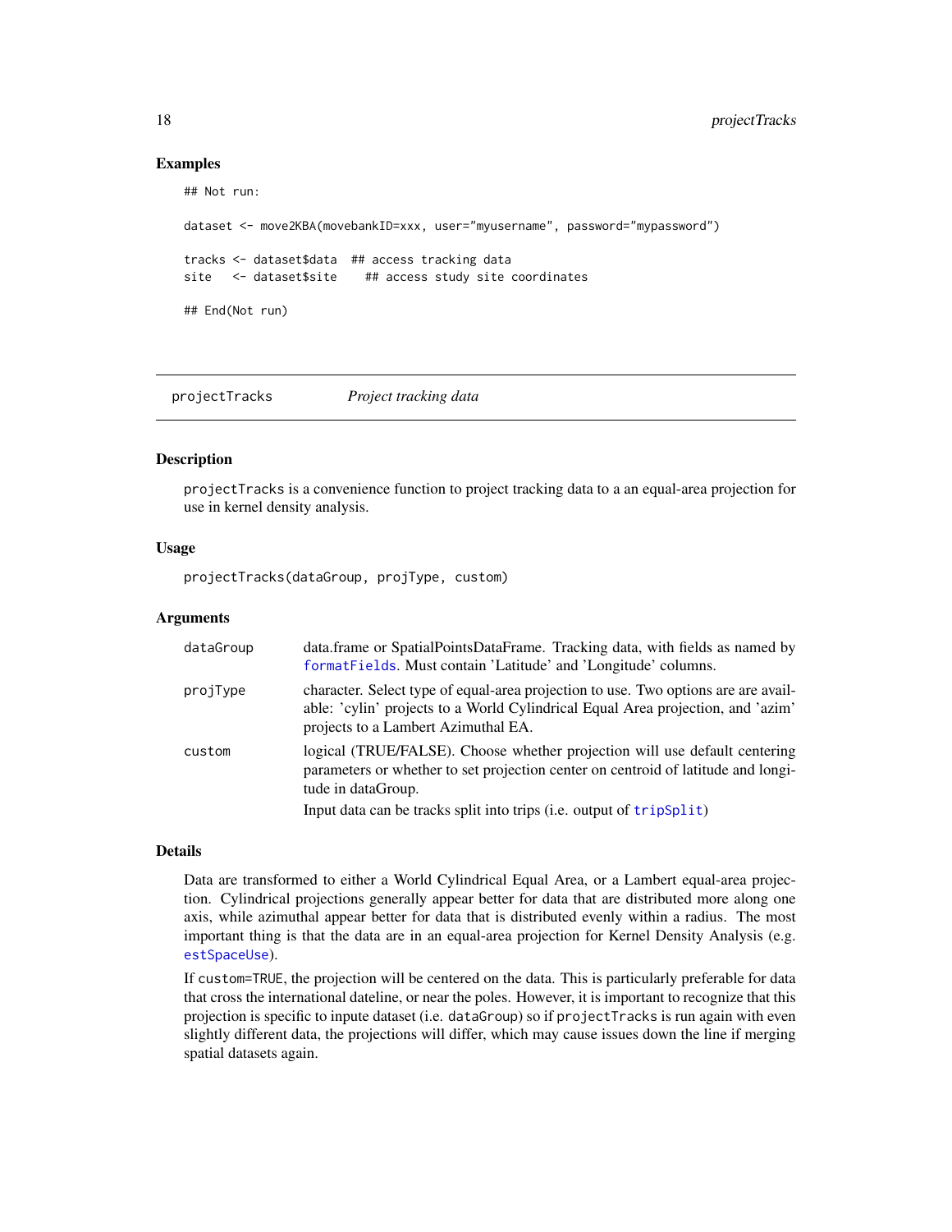## Examples

```
## Not run:

dataset <- move2KBA(movebankID=xxx, user="myusername", password="mypassword")

tracks <- dataset$data  ## access tracking data
site   <- dataset$site    ## access study site coordinates

## End(Not run)
```

---

projectTracks *Project tracking data*

---

## Description

`projectTracks` is a convenience function to project tracking data to a an equal-area projection for use in kernel density analysis.

## Usage

```
projectTracks(dataGroup, projType, custom)
```

## Arguments

| | |
|---|---|
| dataGroup | data.frame or SpatialPointsDataFrame. Tracking data, with fields as named by `formatFields`. Must contain 'Latitude' and 'Longitude' columns. |
| projType | character. Select type of equal-area projection to use. Two options are are available: 'cylin' projects to a World Cylindrical Equal Area projection, and 'azim' projects to a Lambert Azimuthal EA. |
| custom | logical (TRUE/FALSE). Choose whether projection will use default centering parameters or whether to set projection center on centroid of latitude and longitude in dataGroup. Input data can be tracks split into trips (i.e. output of `tripSplit`) |

## Details

Data are transformed to either a World Cylindrical Equal Area, or a Lambert equal-area projection. Cylindrical projections generally appear better for data that are distributed more along one axis, while azimuthal appear better for data that is distributed evenly within a radius. The most important thing is that the data are in an equal-area projection for Kernel Density Analysis (e.g. `estSpaceUse`).

If `custom=TRUE`, the projection will be centered on the data. This is particularly preferable for data that cross the international dateline, or near the poles. However, it is important to recognize that this projection is specific to inpute dataset (i.e. `dataGroup`) so if `projectTracks` is run again with even slightly different data, the projections will differ, which may cause issues down the line if merging spatial datasets again.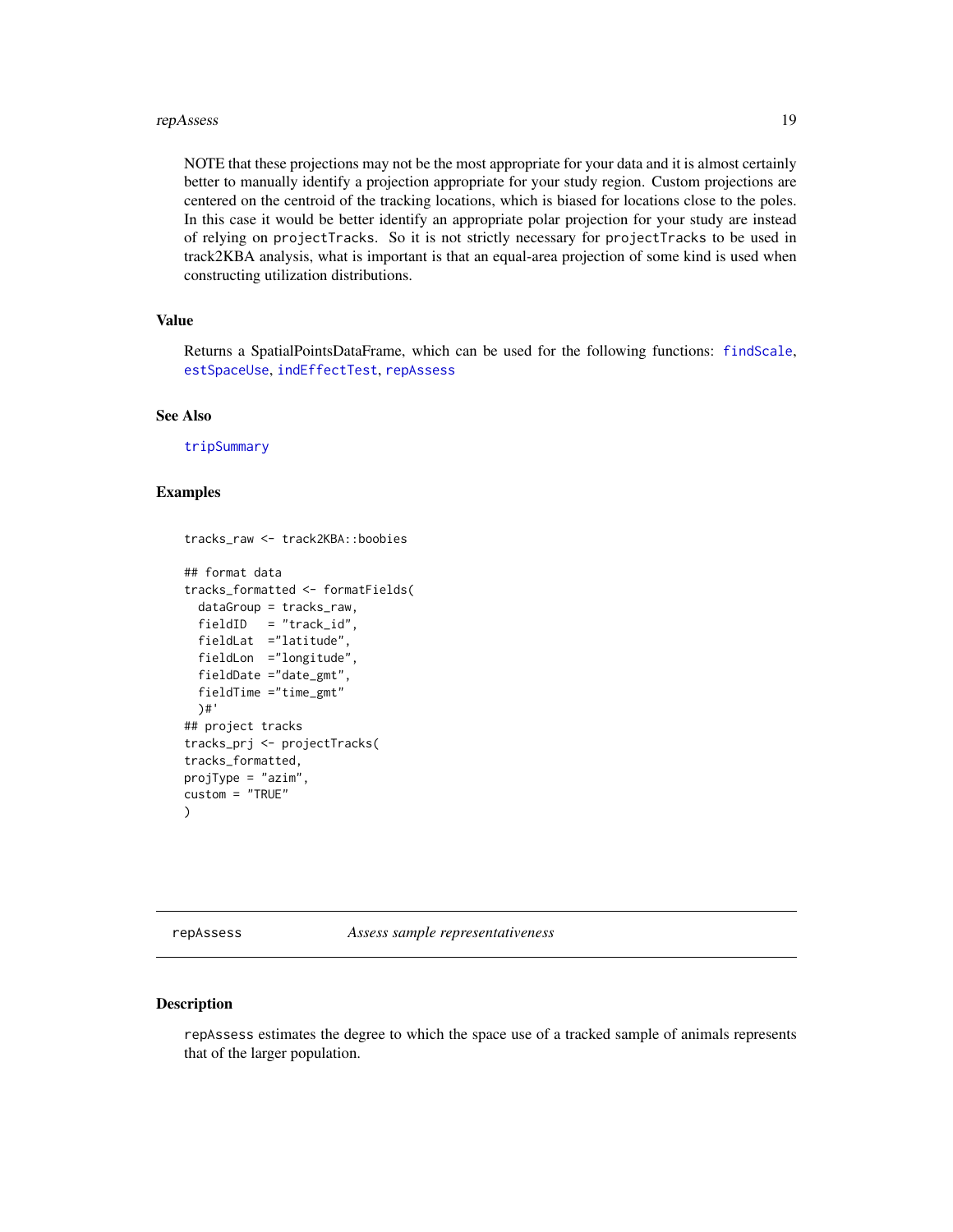NOTE that these projections may not be the most appropriate for your data and it is almost certainly better to manually identify a projection appropriate for your study region. Custom projections are centered on the centroid of the tracking locations, which is biased for locations close to the poles. In this case it would be better identify an appropriate polar projection for your study are instead of relying on `projectTracks`. So it is not strictly necessary for `projectTracks` to be used in track2KBA analysis, what is important is that an equal-area projection of some kind is used when constructing utilization distributions.

### Value

Returns a SpatialPointsDataFrame, which can be used for the following functions: `findScale`, `estSpaceUse`, `indEffectTest`, `repAssess`

### See Also

`tripSummary`

### Examples

```
tracks_raw <- track2KBA::boobies

## format data
tracks_formatted <- formatFields(
  dataGroup = tracks_raw,
  fieldID   = "track_id",
  fieldLat  ="latitude",
  fieldLon  ="longitude",
  fieldDate ="date_gmt",
  fieldTime ="time_gmt"
  )#'
## project tracks
tracks_prj <- projectTracks(
tracks_formatted,
projType = "azim",
custom = "TRUE"
)
```

---

## repAssess — *Assess sample representativeness*

### Description

`repAssess` estimates the degree to which the space use of a tracked sample of animals represents that of the larger population.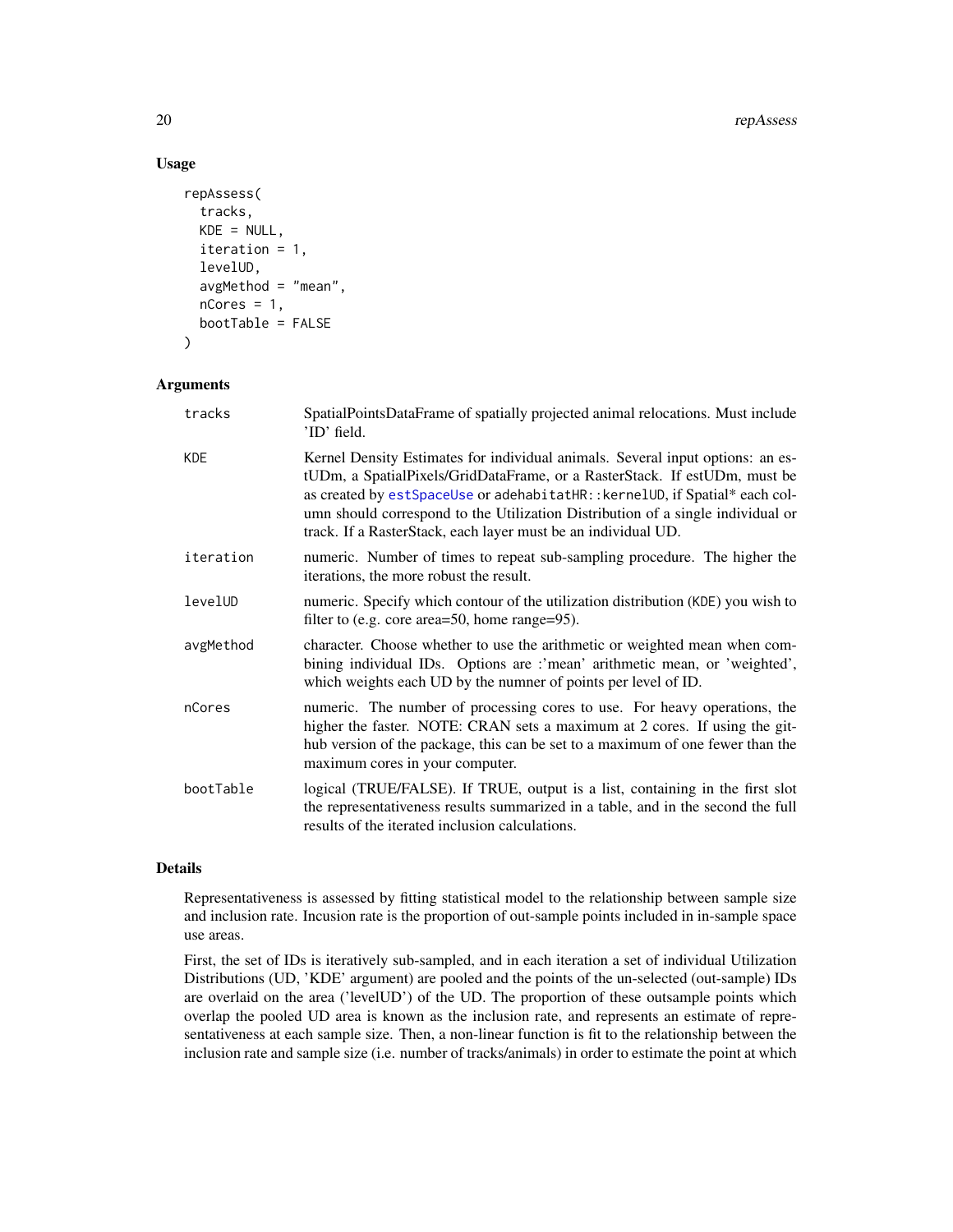## Usage

```
repAssess(
  tracks,
  KDE = NULL,
  iteration = 1,
  levelUD,
  avgMethod = "mean",
  nCores = 1,
  bootTable = FALSE
)
```

## Arguments

| | |
|---|---|
| `tracks` | SpatialPointsDataFrame of spatially projected animal relocations. Must include 'ID' field. |
| `KDE` | Kernel Density Estimates for individual animals. Several input options: an estUDm, a SpatialPixels/GridDataFrame, or a RasterStack. If estUDm, must be as created by `estSpaceUse` or `adehabitatHR::kernelUD`, if Spatial* each column should correspond to the Utilization Distribution of a single individual or track. If a RasterStack, each layer must be an individual UD. |
| `iteration` | numeric. Number of times to repeat sub-sampling procedure. The higher the iterations, the more robust the result. |
| `levelUD` | numeric. Specify which contour of the utilization distribution (`KDE`) you wish to filter to (e.g. core area=50, home range=95). |
| `avgMethod` | character. Choose whether to use the arithmetic or weighted mean when combining individual IDs. Options are :'mean' arithmetic mean, or 'weighted', which weights each UD by the numner of points per level of ID. |
| `nCores` | numeric. The number of processing cores to use. For heavy operations, the higher the faster. NOTE: CRAN sets a maximum at 2 cores. If using the github version of the package, this can be set to a maximum of one fewer than the maximum cores in your computer. |
| `bootTable` | logical (TRUE/FALSE). If TRUE, output is a list, containing in the first slot the representativeness results summarized in a table, and in the second the full results of the iterated inclusion calculations. |

## Details

Representativeness is assessed by fitting statistical model to the relationship between sample size and inclusion rate. Incusion rate is the proportion of out-sample points included in in-sample space use areas.

First, the set of IDs is iteratively sub-sampled, and in each iteration a set of individual Utilization Distributions (UD, 'KDE' argument) are pooled and the points of the un-selected (out-sample) IDs are overlaid on the area ('levelUD') of the UD. The proportion of these outsample points which overlap the pooled UD area is known as the inclusion rate, and represents an estimate of representativeness at each sample size. Then, a non-linear function is fit to the relationship between the inclusion rate and sample size (i.e. number of tracks/animals) in order to estimate the point at which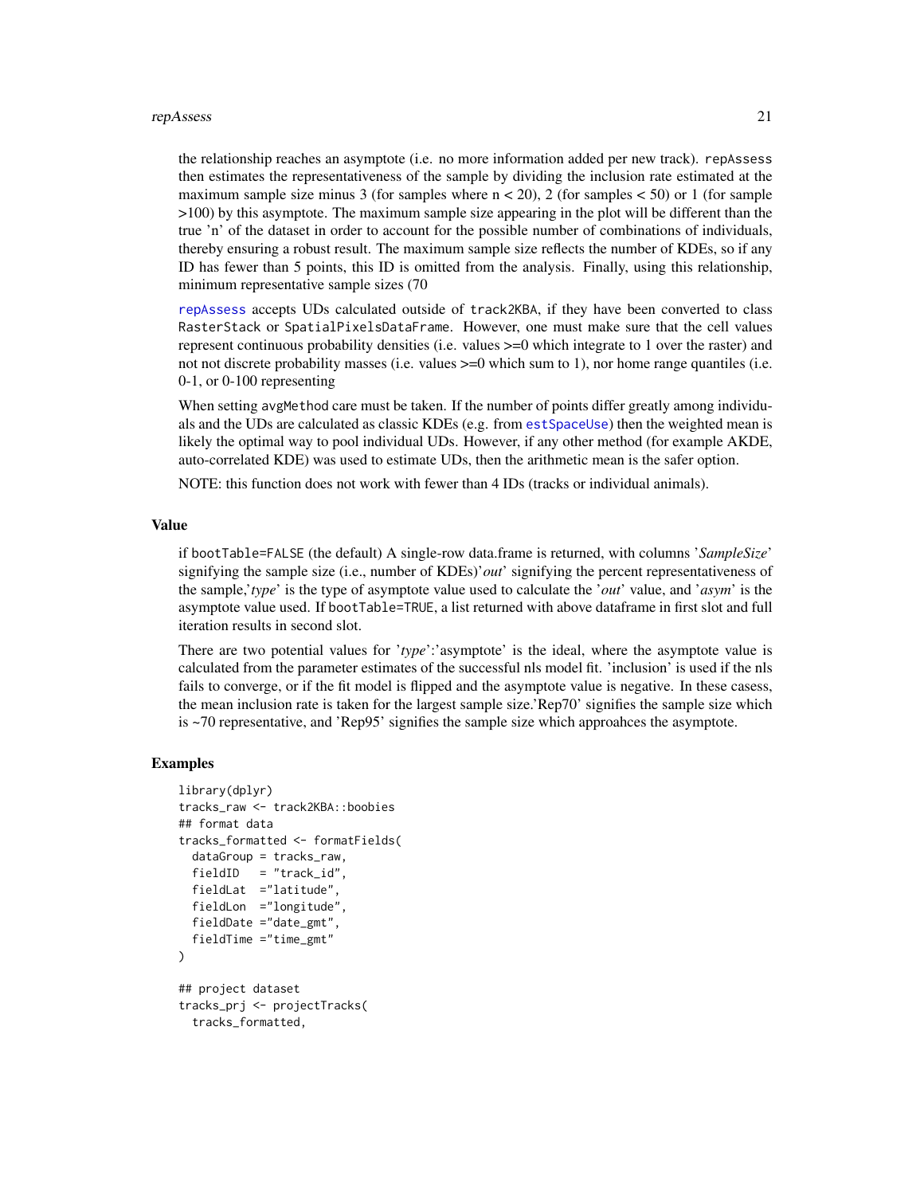the relationship reaches an asymptote (i.e. no more information added per new track). `repAssess` then estimates the representativeness of the sample by dividing the inclusion rate estimated at the maximum sample size minus 3 (for samples where n < 20), 2 (for samples < 50) or 1 (for sample >100) by this asymptote. The maximum sample size appearing in the plot will be different than the true 'n' of the dataset in order to account for the possible number of combinations of individuals, thereby ensuring a robust result. The maximum sample size reflects the number of KDEs, so if any ID has fewer than 5 points, this ID is omitted from the analysis. Finally, using this relationship, minimum representative sample sizes (70

`repAssess` accepts UDs calculated outside of `track2KBA`, if they have been converted to class `RasterStack` or `SpatialPixelsDataFrame`. However, one must make sure that the cell values represent continuous probability densities (i.e. values >=0 which integrate to 1 over the raster) and not not discrete probability masses (i.e. values >=0 which sum to 1), nor home range quantiles (i.e. 0-1, or 0-100 representing

When setting `avgMethod` care must be taken. If the number of points differ greatly among individuals and the UDs are calculated as classic KDEs (e.g. from `estSpaceUse`) then the weighted mean is likely the optimal way to pool individual UDs. However, if any other method (for example AKDE, auto-correlated KDE) was used to estimate UDs, then the arithmetic mean is the safer option.

NOTE: this function does not work with fewer than 4 IDs (tracks or individual animals).

## Value

if `bootTable=FALSE` (the default) A single-row data.frame is returned, with columns '*SampleSize*' signifying the sample size (i.e., number of KDEs)'*out*' signifying the percent representativeness of the sample,'*type*' is the type of asymptote value used to calculate the '*out*' value, and '*asym*' is the asymptote value used. If `bootTable=TRUE`, a list returned with above dataframe in first slot and full iteration results in second slot.

There are two potential values for '*type*':'asymptote' is the ideal, where the asymptote value is calculated from the parameter estimates of the successful nls model fit. 'inclusion' is used if the nls fails to converge, or if the fit model is flipped and the asymptote value is negative. In these casess, the mean inclusion rate is taken for the largest sample size.'Rep70' signifies the sample size which is ~70 representative, and 'Rep95' signifies the sample size which approahces the asymptote.

## Examples

```
library(dplyr)
tracks_raw <- track2KBA::boobies
## format data
tracks_formatted <- formatFields(
  dataGroup = tracks_raw,
  fieldID   = "track_id",
  fieldLat  ="latitude",
  fieldLon  ="longitude",
  fieldDate ="date_gmt",
  fieldTime ="time_gmt"
)

## project dataset
tracks_prj <- projectTracks(
  tracks_formatted,
```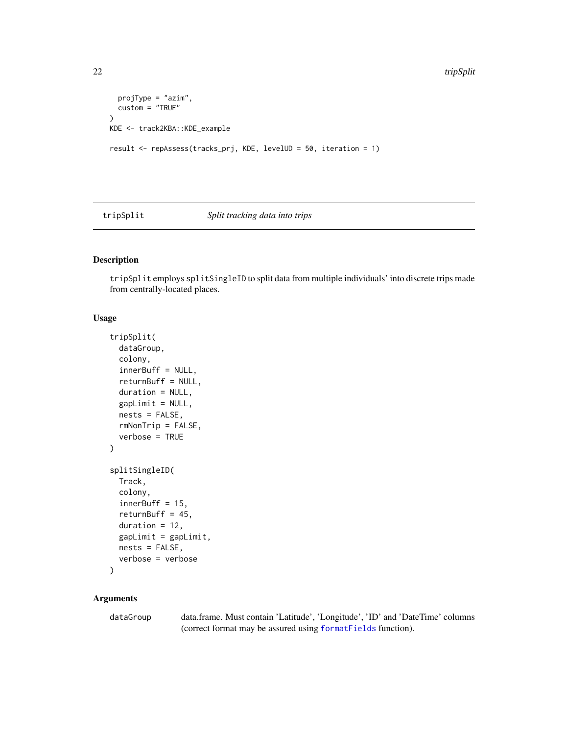```
  projType = "azim",
  custom = "TRUE"
)
KDE <- track2KBA::KDE_example

result <- repAssess(tracks_prj, KDE, levelUD = 50, iteration = 1)
```

## tripSplit *Split tracking data into trips*

### Description

`tripSplit` employs `splitSingleID` to split data from multiple individuals' into discrete trips made from centrally-located places.

### Usage

```
tripSplit(
  dataGroup,
  colony,
  innerBuff = NULL,
  returnBuff = NULL,
  duration = NULL,
  gapLimit = NULL,
  nests = FALSE,
  rmNonTrip = FALSE,
  verbose = TRUE
)

splitSingleID(
  Track,
  colony,
  innerBuff = 15,
  returnBuff = 45,
  duration = 12,
  gapLimit = gapLimit,
  nests = FALSE,
  verbose = verbose
)
```

### Arguments

| | |
|---|---|
| `dataGroup` | data.frame. Must contain 'Latitude', 'Longitude', 'ID' and 'DateTime' columns (correct format may be assured using `formatFields` function). |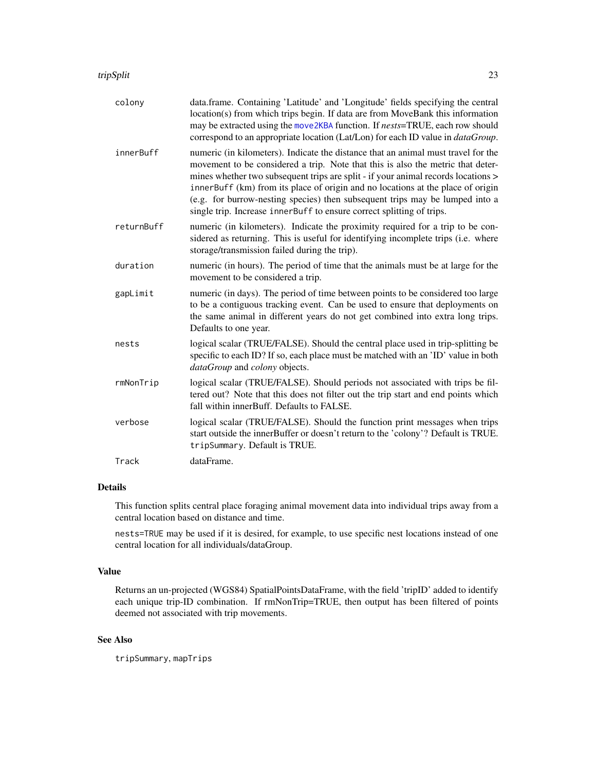| | |
|---|---|
| `colony` | data.frame. Containing 'Latitude' and 'Longitude' fields specifying the central location(s) from which trips begin. If data are from MoveBank this information may be extracted using the `move2KBA` function. If *nests*=TRUE, each row should correspond to an appropriate location (Lat/Lon) for each ID value in *dataGroup*. |
| `innerBuff` | numeric (in kilometers). Indicate the distance that an animal must travel for the movement to be considered a trip. Note that this is also the metric that determines whether two subsequent trips are split - if your animal records locations > `innerBuff` (km) from its place of origin and no locations at the place of origin (e.g. for burrow-nesting species) then subsequent trips may be lumped into a single trip. Increase `innerBuff` to ensure correct splitting of trips. |
| `returnBuff` | numeric (in kilometers). Indicate the proximity required for a trip to be considered as returning. This is useful for identifying incomplete trips (i.e. where storage/transmission failed during the trip). |
| `duration` | numeric (in hours). The period of time that the animals must be at large for the movement to be considered a trip. |
| `gapLimit` | numeric (in days). The period of time between points to be considered too large to be a contiguous tracking event. Can be used to ensure that deployments on the same animal in different years do not get combined into extra long trips. Defaults to one year. |
| `nests` | logical scalar (TRUE/FALSE). Should the central place used in trip-splitting be specific to each ID? If so, each place must be matched with an 'ID' value in both *dataGroup* and *colony* objects. |
| `rmNonTrip` | logical scalar (TRUE/FALSE). Should periods not associated with trips be filtered out? Note that this does not filter out the trip start and end points which fall within innerBuff. Defaults to FALSE. |
| `verbose` | logical scalar (TRUE/FALSE). Should the function print messages when trips start outside the innerBuffer or doesn't return to the 'colony'? Default is TRUE. `tripSummary`. Default is TRUE. |
| `Track` | dataFrame. |

## Details

This function splits central place foraging animal movement data into individual trips away from a central location based on distance and time.

`nests=TRUE` may be used if it is desired, for example, to use specific nest locations instead of one central location for all individuals/dataGroup.

## Value

Returns an un-projected (WGS84) SpatialPointsDataFrame, with the field 'tripID' added to identify each unique trip-ID combination. If rmNonTrip=TRUE, then output has been filtered of points deemed not associated with trip movements.

## See Also

`tripSummary`, `mapTrips`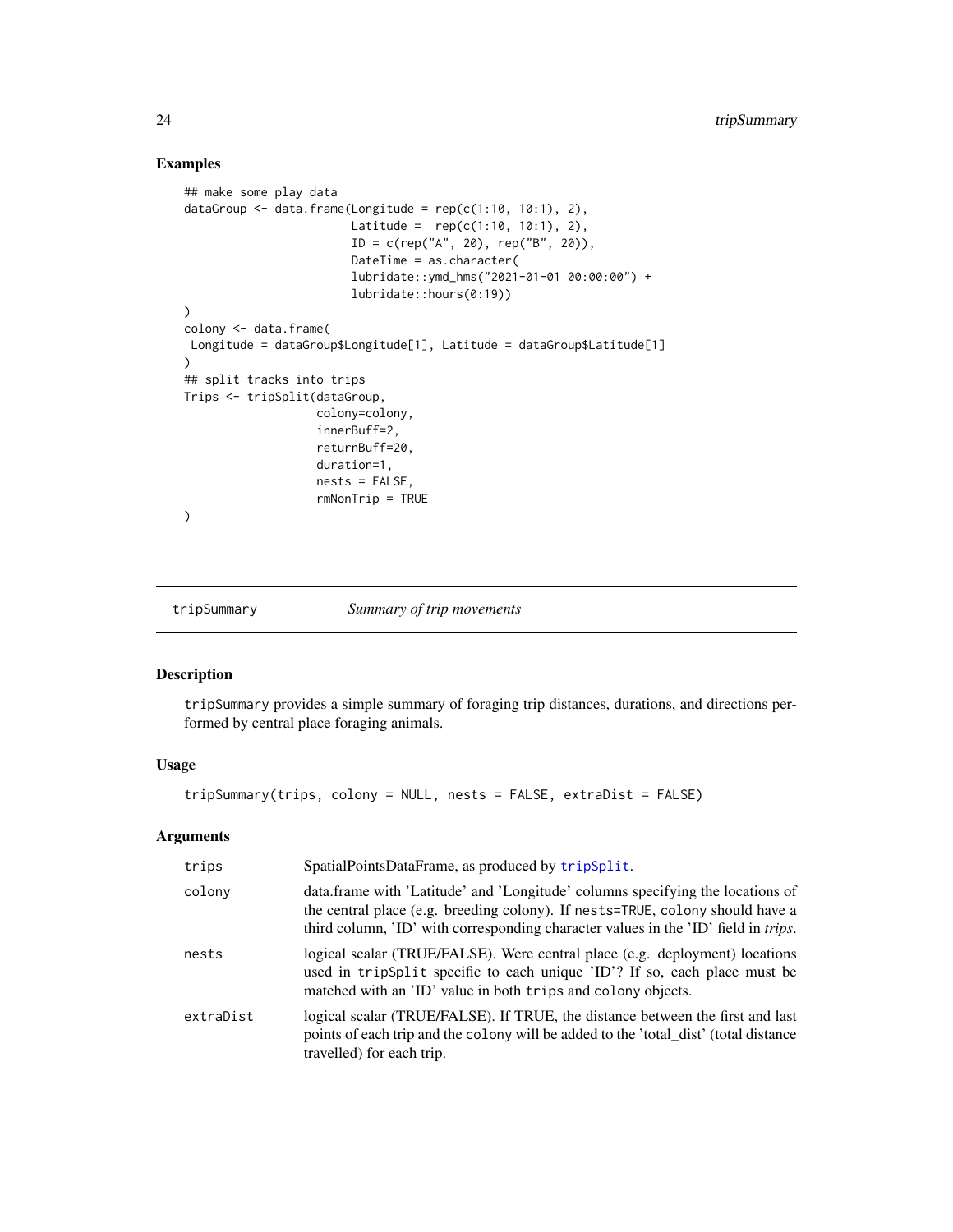## Examples

```
## make some play data
dataGroup <- data.frame(Longitude = rep(c(1:10, 10:1), 2),
                        Latitude =  rep(c(1:10, 10:1), 2),
                        ID = c(rep("A", 20), rep("B", 20)),
                        DateTime = as.character(
                        lubridate::ymd_hms("2021-01-01 00:00:00") +
                        lubridate::hours(0:19))
)
colony <- data.frame(
 Longitude = dataGroup$Longitude[1], Latitude = dataGroup$Latitude[1]
)
## split tracks into trips
Trips <- tripSplit(dataGroup,
                   colony=colony,
                   innerBuff=2,
                   returnBuff=20,
                   duration=1,
                   nests = FALSE,
                   rmNonTrip = TRUE
)
```

---

# tripSummary — *Summary of trip movements*

## Description

tripSummary provides a simple summary of foraging trip distances, durations, and directions performed by central place foraging animals.

## Usage

```
tripSummary(trips, colony = NULL, nests = FALSE, extraDist = FALSE)
```

## Arguments

| | |
|---|---|
| trips | SpatialPointsDataFrame, as produced by tripSplit. |
| colony | data.frame with 'Latitude' and 'Longitude' columns specifying the locations of the central place (e.g. breeding colony). If nests=TRUE, colony should have a third column, 'ID' with corresponding character values in the 'ID' field in *trips*. |
| nests | logical scalar (TRUE/FALSE). Were central place (e.g. deployment) locations used in tripSplit specific to each unique 'ID'? If so, each place must be matched with an 'ID' value in both trips and colony objects. |
| extraDist | logical scalar (TRUE/FALSE). If TRUE, the distance between the first and last points of each trip and the colony will be added to the 'total_dist' (total distance travelled) for each trip. |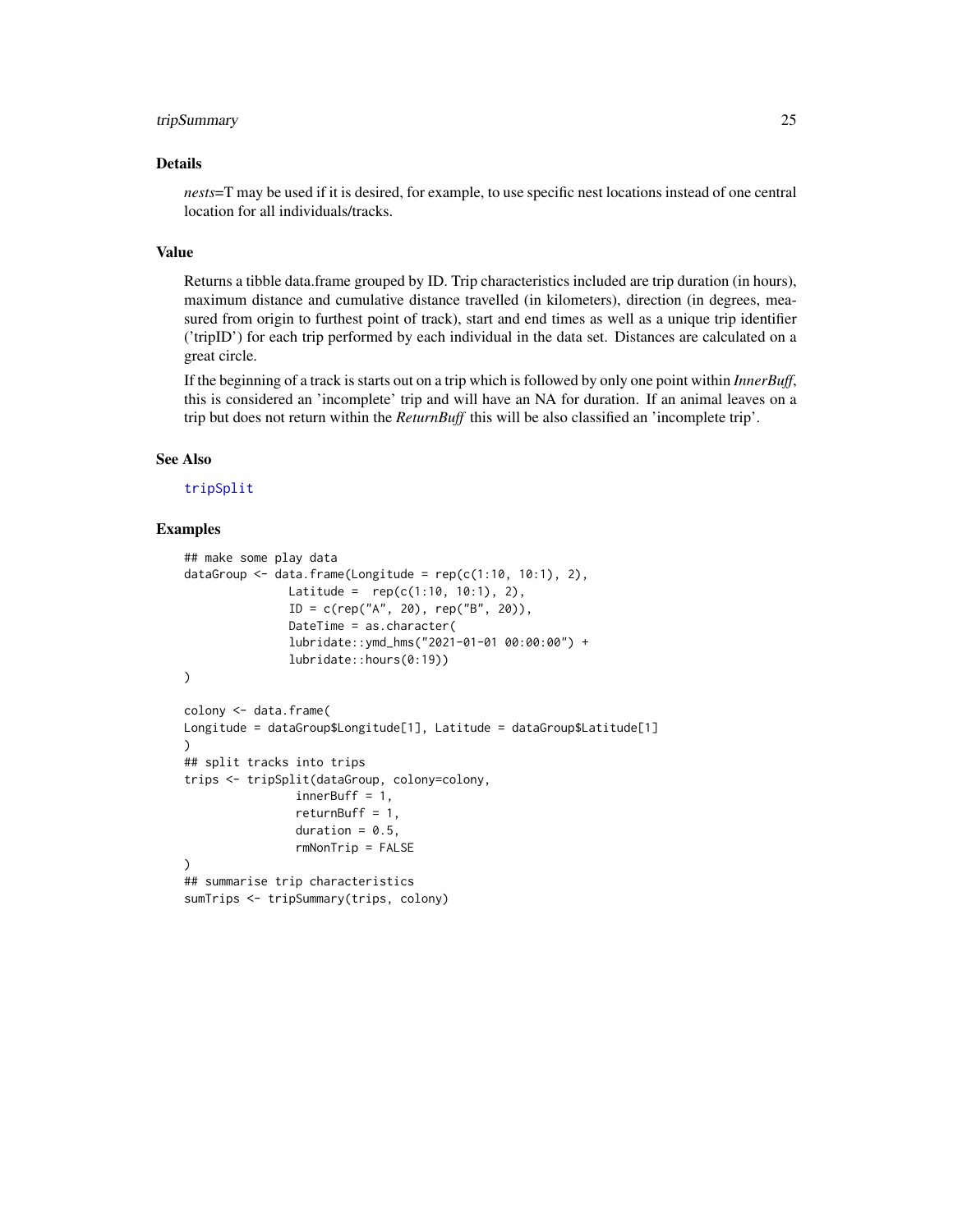## Details

*nests*=T may be used if it is desired, for example, to use specific nest locations instead of one central location for all individuals/tracks.

## Value

Returns a tibble data.frame grouped by ID. Trip characteristics included are trip duration (in hours), maximum distance and cumulative distance travelled (in kilometers), direction (in degrees, measured from origin to furthest point of track), start and end times as well as a unique trip identifier ('tripID') for each trip performed by each individual in the data set. Distances are calculated on a great circle.

If the beginning of a track is starts out on a trip which is followed by only one point within *InnerBuff*, this is considered an 'incomplete' trip and will have an NA for duration. If an animal leaves on a trip but does not return within the *ReturnBuff* this will be also classified an 'incomplete trip'.

## See Also

tripSplit

## Examples

```
## make some play data
dataGroup <- data.frame(Longitude = rep(c(1:10, 10:1), 2),
               Latitude =  rep(c(1:10, 10:1), 2),
               ID = c(rep("A", 20), rep("B", 20)),
               DateTime = as.character(
               lubridate::ymd_hms("2021-01-01 00:00:00") +
               lubridate::hours(0:19))
)

colony <- data.frame(
Longitude = dataGroup$Longitude[1], Latitude = dataGroup$Latitude[1]
)
## split tracks into trips
trips <- tripSplit(dataGroup, colony=colony,
                innerBuff = 1,
                returnBuff = 1,
                duration = 0.5,
                rmNonTrip = FALSE
)
## summarise trip characteristics
sumTrips <- tripSummary(trips, colony)
```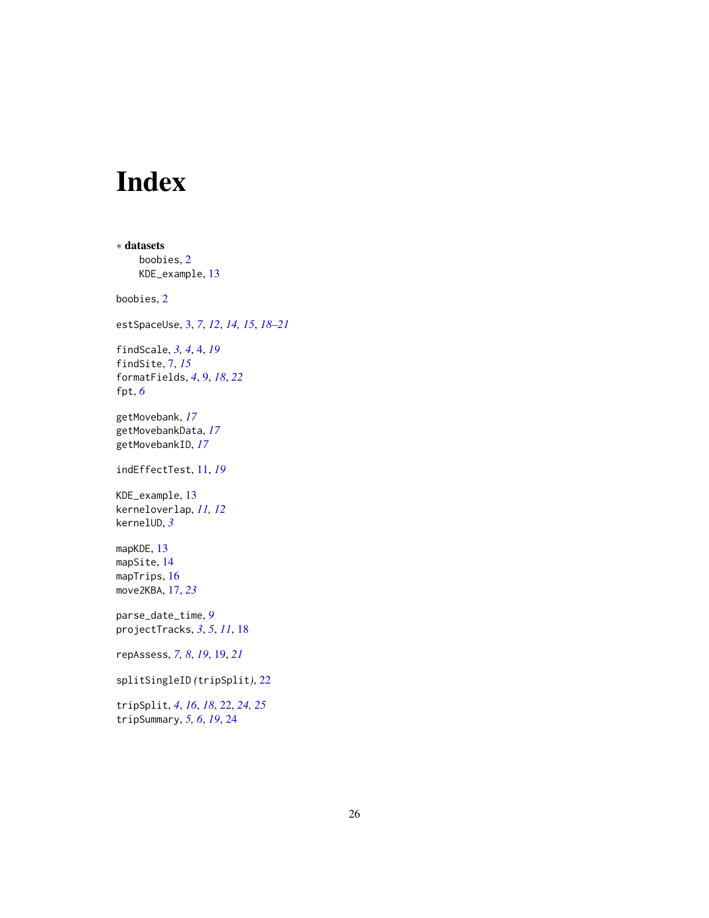# Index

∗ **datasets**

  boobies, 2
  KDE_example, 13

boobies, 2

estSpaceUse, 3, *7*, *12*, *14*, *15*, *18–21*

findScale, *3*, *4*, 4, *19*
findSite, 7, *15*
formatFields, *4*, 9, *18*, *22*
fpt, *6*

getMovebank, *17*
getMovebankData, *17*
getMovebankID, *17*

indEffectTest, 11, *19*

KDE_example, 13
kerneloverlap, *11*, *12*
kernelUD, *3*

mapKDE, 13
mapSite, 14
mapTrips, 16
move2KBA, 17, *23*

parse_date_time, *9*
projectTracks, *3*, *5*, *11*, 18

repAssess, *7*, *8*, *19*, 19, *21*

splitSingleID *(*tripSplit*)*, 22

tripSplit, *4*, *16*, *18*, 22, *24*, *25*
tripSummary, *5*, *6*, *19*, 24